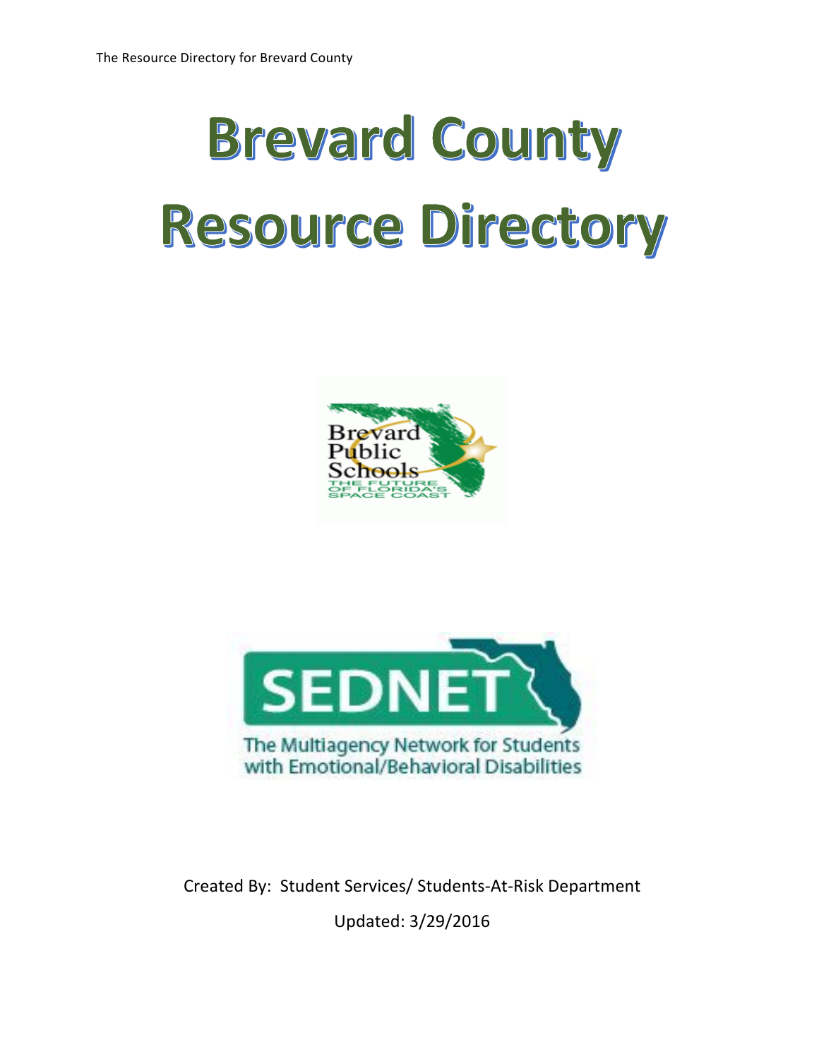# Brevard County Resource Directory

Created By: Student Services/ Students-At-Risk Department

Updated: 3/29/2016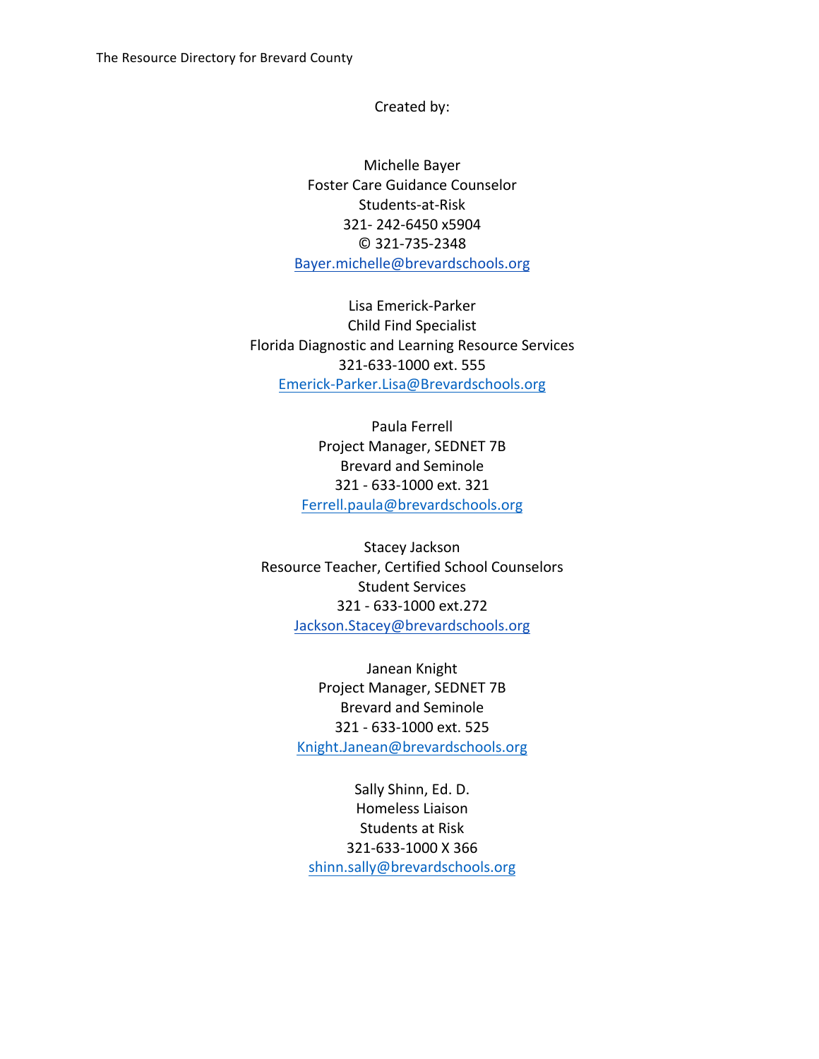Created by:

Michelle Bayer
Foster Care Guidance Counselor
Students-at-Risk
321- 242-6450 x5904
© 321-735-2348
Bayer.michelle@brevardschools.org

Lisa Emerick-Parker
Child Find Specialist
Florida Diagnostic and Learning Resource Services
321-633-1000 ext. 555
Emerick-Parker.Lisa@Brevardschools.org

Paula Ferrell
Project Manager, SEDNET 7B
Brevard and Seminole
321 - 633-1000 ext. 321
Ferrell.paula@brevardschools.org

Stacey Jackson
Resource Teacher, Certified School Counselors
Student Services
321 - 633-1000 ext.272
Jackson.Stacey@brevardschools.org

Janean Knight
Project Manager, SEDNET 7B
Brevard and Seminole
321 - 633-1000 ext. 525
Knight.Janean@brevardschools.org

Sally Shinn, Ed. D.
Homeless Liaison
Students at Risk
321-633-1000 X 366
shinn.sally@brevardschools.org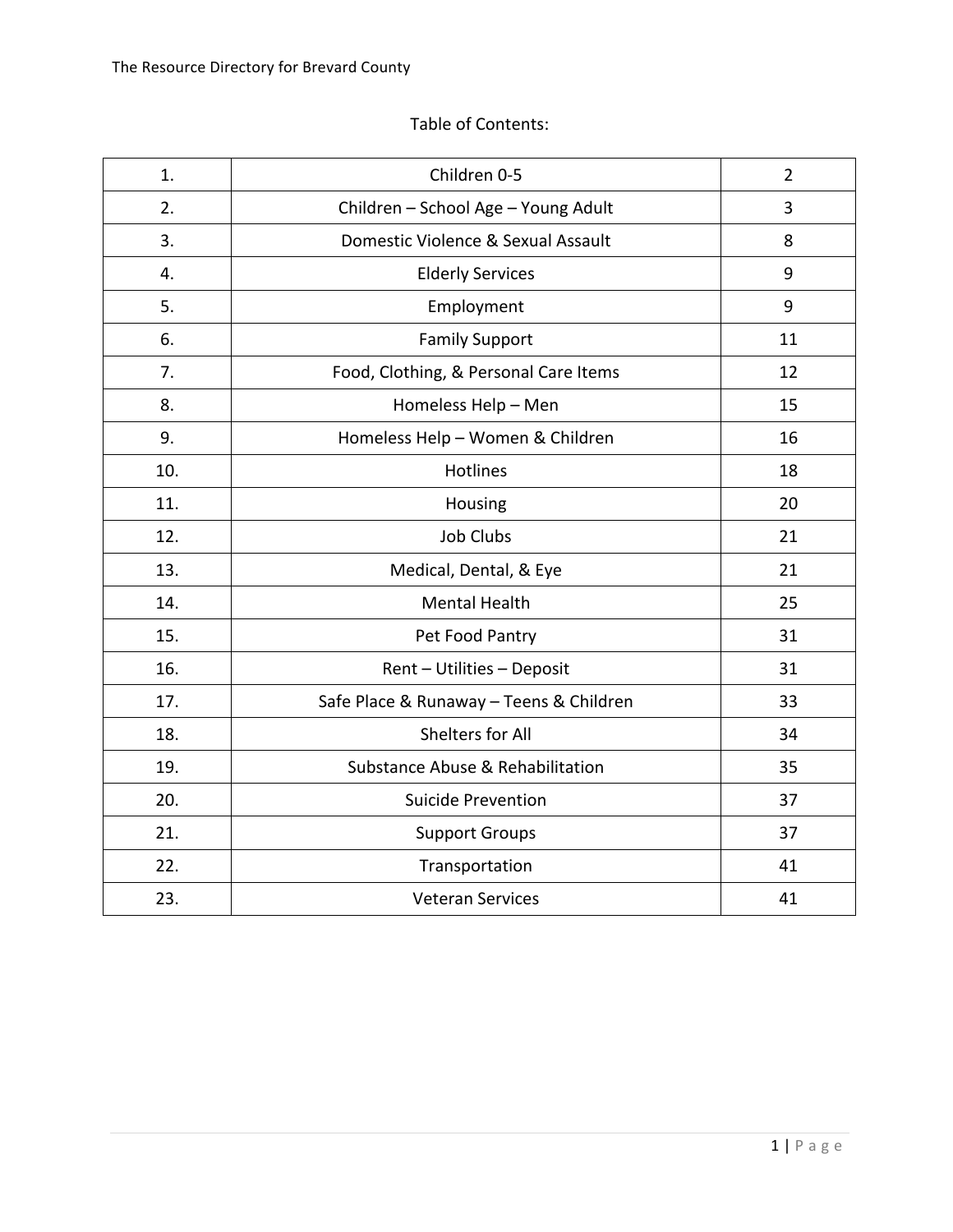Table of Contents:

| | | |
|---|---|---|
| 1. | Children 0-5 | 2 |
| 2. | Children – School Age – Young Adult | 3 |
| 3. | Domestic Violence & Sexual Assault | 8 |
| 4. | Elderly Services | 9 |
| 5. | Employment | 9 |
| 6. | Family Support | 11 |
| 7. | Food, Clothing, & Personal Care Items | 12 |
| 8. | Homeless Help – Men | 15 |
| 9. | Homeless Help – Women & Children | 16 |
| 10. | Hotlines | 18 |
| 11. | Housing | 20 |
| 12. | Job Clubs | 21 |
| 13. | Medical, Dental, & Eye | 21 |
| 14. | Mental Health | 25 |
| 15. | Pet Food Pantry | 31 |
| 16. | Rent – Utilities – Deposit | 31 |
| 17. | Safe Place & Runaway – Teens & Children | 33 |
| 18. | Shelters for All | 34 |
| 19. | Substance Abuse & Rehabilitation | 35 |
| 20. | Suicide Prevention | 37 |
| 21. | Support Groups | 37 |
| 22. | Transportation | 41 |
| 23. | Veteran Services | 41 |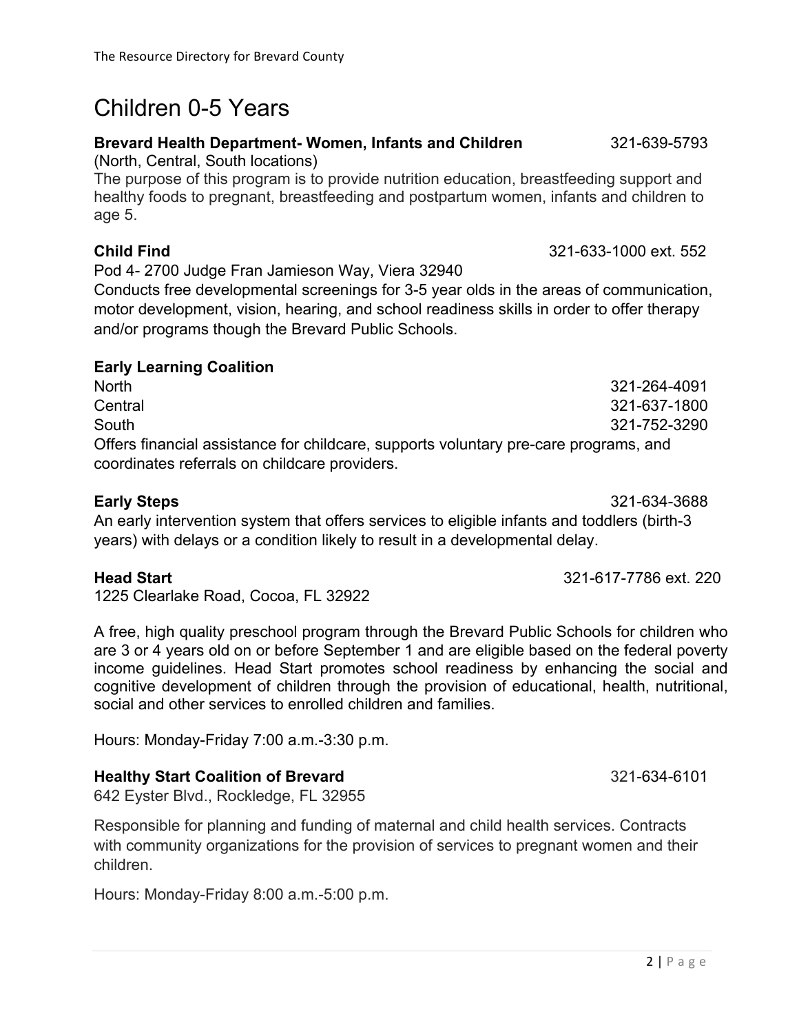# Children 0-5 Years

**Brevard Health Department- Women, Infants and Children** 321-639-5793
(North, Central, South locations)
The purpose of this program is to provide nutrition education, breastfeeding support and healthy foods to pregnant, breastfeeding and postpartum women, infants and children to age 5.

**Child Find** 321-633-1000 ext. 552
Pod 4- 2700 Judge Fran Jamieson Way, Viera 32940
Conducts free developmental screenings for 3-5 year olds in the areas of communication, motor development, vision, hearing, and school readiness skills in order to offer therapy and/or programs though the Brevard Public Schools.

**Early Learning Coalition**
North 321-264-4091
Central 321-637-1800
South 321-752-3290
Offers financial assistance for childcare, supports voluntary pre-care programs, and coordinates referrals on childcare providers.

**Early Steps** 321-634-3688
An early intervention system that offers services to eligible infants and toddlers (birth-3 years) with delays or a condition likely to result in a developmental delay.

**Head Start** 321-617-7786 ext. 220
1225 Clearlake Road, Cocoa, FL 32922

A free, high quality preschool program through the Brevard Public Schools for children who are 3 or 4 years old on or before September 1 and are eligible based on the federal poverty income guidelines. Head Start promotes school readiness by enhancing the social and cognitive development of children through the provision of educational, health, nutritional, social and other services to enrolled children and families.

Hours: Monday-Friday 7:00 a.m.-3:30 p.m.

**Healthy Start Coalition of Brevard** 321-634-6101
642 Eyster Blvd., Rockledge, FL 32955

Responsible for planning and funding of maternal and child health services. Contracts with community organizations for the provision of services to pregnant women and their children.

Hours: Monday-Friday 8:00 a.m.-5:00 p.m.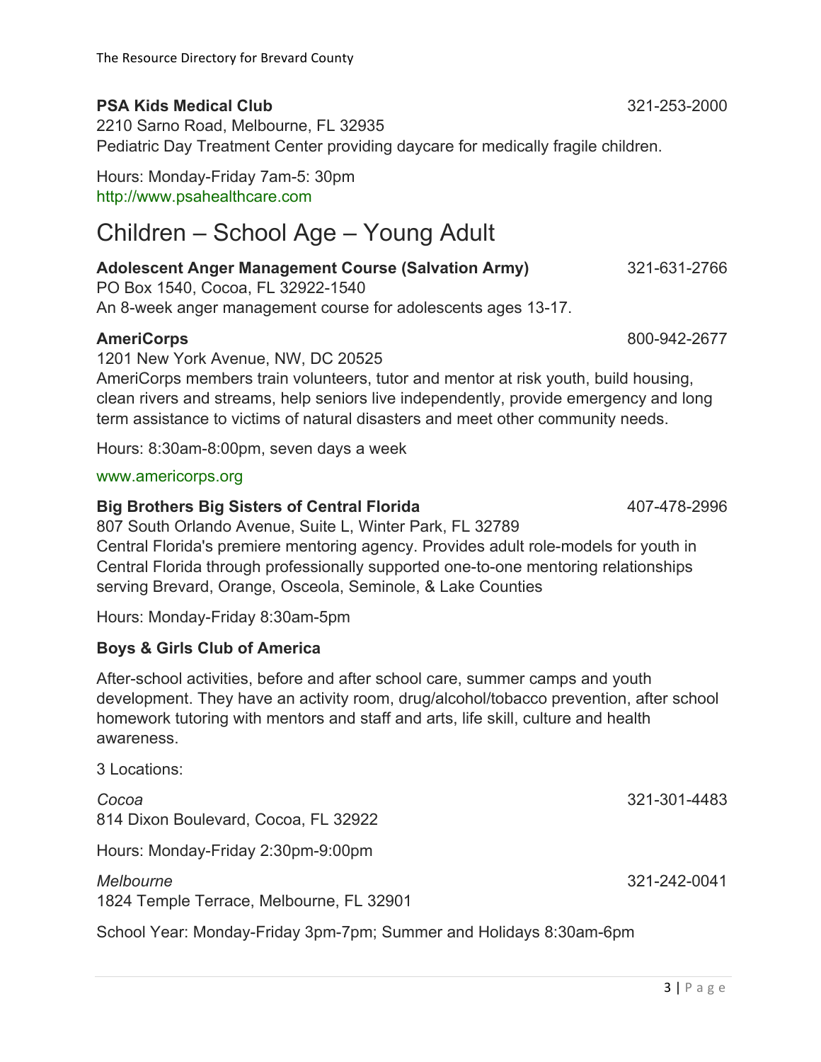**PSA Kids Medical Club** 321-253-2000

2210 Sarno Road, Melbourne, FL 32935

Pediatric Day Treatment Center providing daycare for medically fragile children.

Hours: Monday-Friday 7am-5: 30pm

http://www.psahealthcare.com

# Children – School Age – Young Adult

**Adolescent Anger Management Course (Salvation Army)** 321-631-2766

PO Box 1540, Cocoa, FL 32922-1540

An 8-week anger management course for adolescents ages 13-17.

**AmeriCorps** 800-942-2677

1201 New York Avenue, NW, DC 20525

AmeriCorps members train volunteers, tutor and mentor at risk youth, build housing, clean rivers and streams, help seniors live independently, provide emergency and long term assistance to victims of natural disasters and meet other community needs.

Hours: 8:30am-8:00pm, seven days a week

www.americorps.org

**Big Brothers Big Sisters of Central Florida** 407-478-2996

807 South Orlando Avenue, Suite L, Winter Park, FL 32789

Central Florida's premiere mentoring agency. Provides adult role-models for youth in Central Florida through professionally supported one-to-one mentoring relationships serving Brevard, Orange, Osceola, Seminole, & Lake Counties

Hours: Monday-Friday 8:30am-5pm

**Boys & Girls Club of America**

After-school activities, before and after school care, summer camps and youth development. They have an activity room, drug/alcohol/tobacco prevention, after school homework tutoring with mentors and staff and arts, life skill, culture and health awareness.

3 Locations:

*Cocoa* 321-301-4483

814 Dixon Boulevard, Cocoa, FL 32922

Hours: Monday-Friday 2:30pm-9:00pm

*Melbourne* 321-242-0041

1824 Temple Terrace, Melbourne, FL 32901

School Year: Monday-Friday 3pm-7pm; Summer and Holidays 8:30am-6pm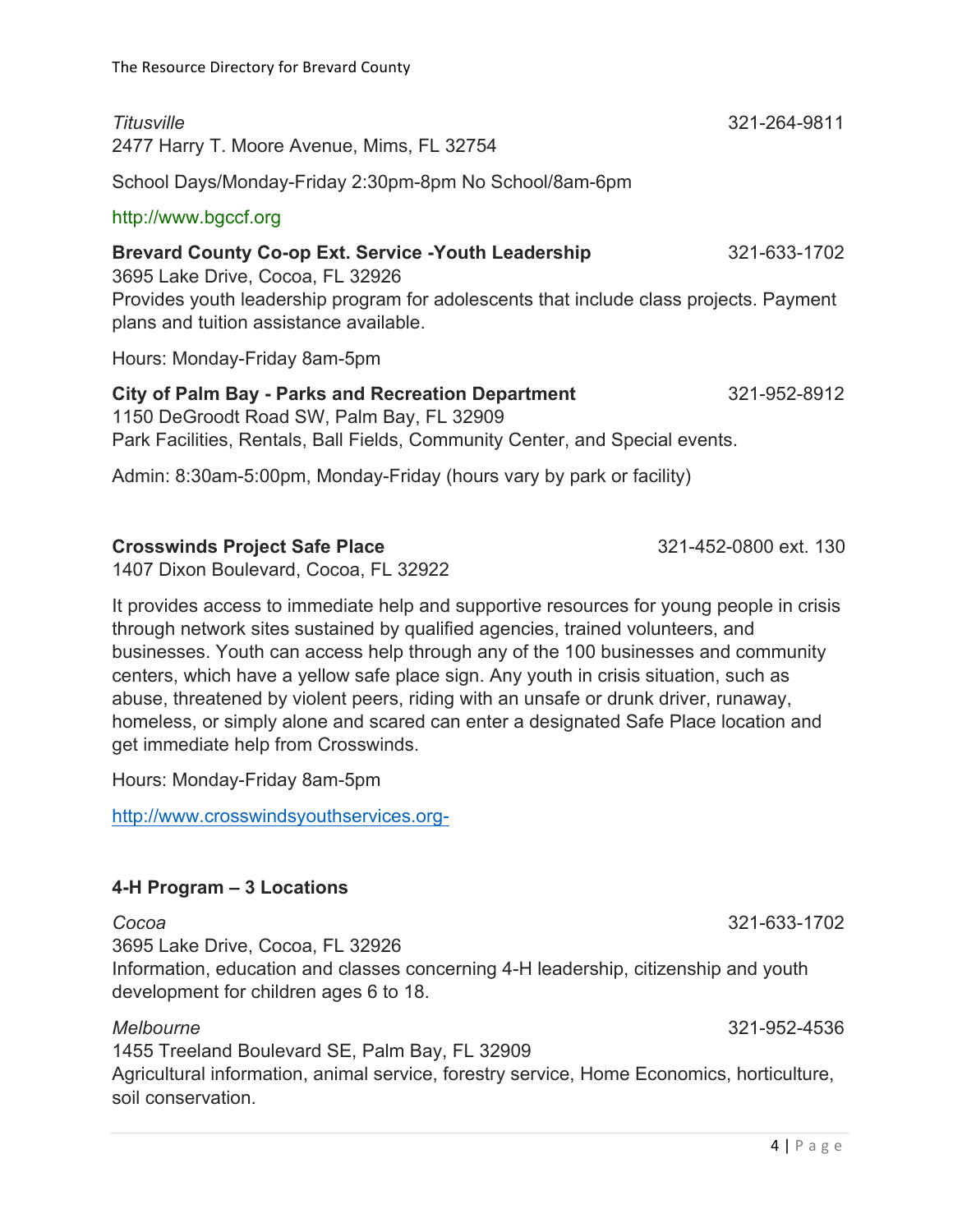*Titusville* 321-264-9811
2477 Harry T. Moore Avenue, Mims, FL 32754

School Days/Monday-Friday 2:30pm-8pm No School/8am-6pm

http://www.bgccf.org

**Brevard County Co-op Ext. Service -Youth Leadership** 321-633-1702
3695 Lake Drive, Cocoa, FL 32926
Provides youth leadership program for adolescents that include class projects. Payment plans and tuition assistance available.

Hours: Monday-Friday 8am-5pm

**City of Palm Bay - Parks and Recreation Department** 321-952-8912
1150 DeGroodt Road SW, Palm Bay, FL 32909
Park Facilities, Rentals, Ball Fields, Community Center, and Special events.

Admin: 8:30am-5:00pm, Monday-Friday (hours vary by park or facility)

**Crosswinds Project Safe Place** 321-452-0800 ext. 130
1407 Dixon Boulevard, Cocoa, FL 32922

It provides access to immediate help and supportive resources for young people in crisis through network sites sustained by qualified agencies, trained volunteers, and businesses. Youth can access help through any of the 100 businesses and community centers, which have a yellow safe place sign. Any youth in crisis situation, such as abuse, threatened by violent peers, riding with an unsafe or drunk driver, runaway, homeless, or simply alone and scared can enter a designated Safe Place location and get immediate help from Crosswinds.

Hours: Monday-Friday 8am-5pm

http://www.crosswindsyouthservices.org-

**4-H Program – 3 Locations**

*Cocoa* 321-633-1702
3695 Lake Drive, Cocoa, FL 32926
Information, education and classes concerning 4-H leadership, citizenship and youth development for children ages 6 to 18.

*Melbourne* 321-952-4536
1455 Treeland Boulevard SE, Palm Bay, FL 32909
Agricultural information, animal service, forestry service, Home Economics, horticulture, soil conservation.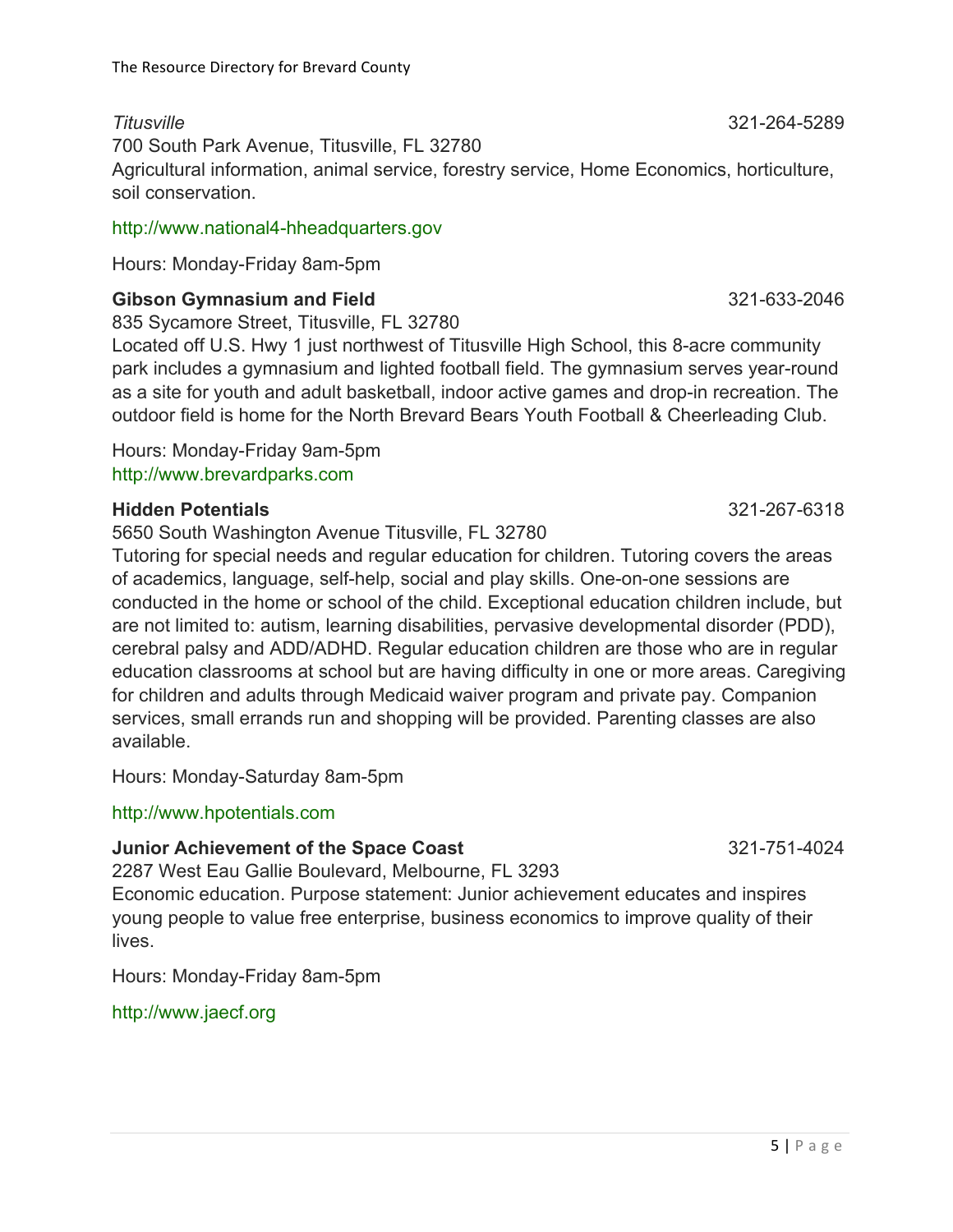*Titusville* 321-264-5289

700 South Park Avenue, Titusville, FL 32780

Agricultural information, animal service, forestry service, Home Economics, horticulture, soil conservation.

http://www.national4-hheadquarters.gov

Hours: Monday-Friday 8am-5pm

**Gibson Gymnasium and Field** 321-633-2046

835 Sycamore Street, Titusville, FL 32780

Located off U.S. Hwy 1 just northwest of Titusville High School, this 8-acre community park includes a gymnasium and lighted football field. The gymnasium serves year-round as a site for youth and adult basketball, indoor active games and drop-in recreation. The outdoor field is home for the North Brevard Bears Youth Football & Cheerleading Club.

Hours: Monday-Friday 9am-5pm
http://www.brevardparks.com

**Hidden Potentials** 321-267-6318

5650 South Washington Avenue Titusville, FL 32780

Tutoring for special needs and regular education for children. Tutoring covers the areas of academics, language, self-help, social and play skills. One-on-one sessions are conducted in the home or school of the child. Exceptional education children include, but are not limited to: autism, learning disabilities, pervasive developmental disorder (PDD), cerebral palsy and ADD/ADHD. Regular education children are those who are in regular education classrooms at school but are having difficulty in one or more areas. Caregiving for children and adults through Medicaid waiver program and private pay. Companion services, small errands run and shopping will be provided. Parenting classes are also available.

Hours: Monday-Saturday 8am-5pm

http://www.hpotentials.com

**Junior Achievement of the Space Coast** 321-751-4024

2287 West Eau Gallie Boulevard, Melbourne, FL 3293

Economic education. Purpose statement: Junior achievement educates and inspires young people to value free enterprise, business economics to improve quality of their lives.

Hours: Monday-Friday 8am-5pm

http://www.jaecf.org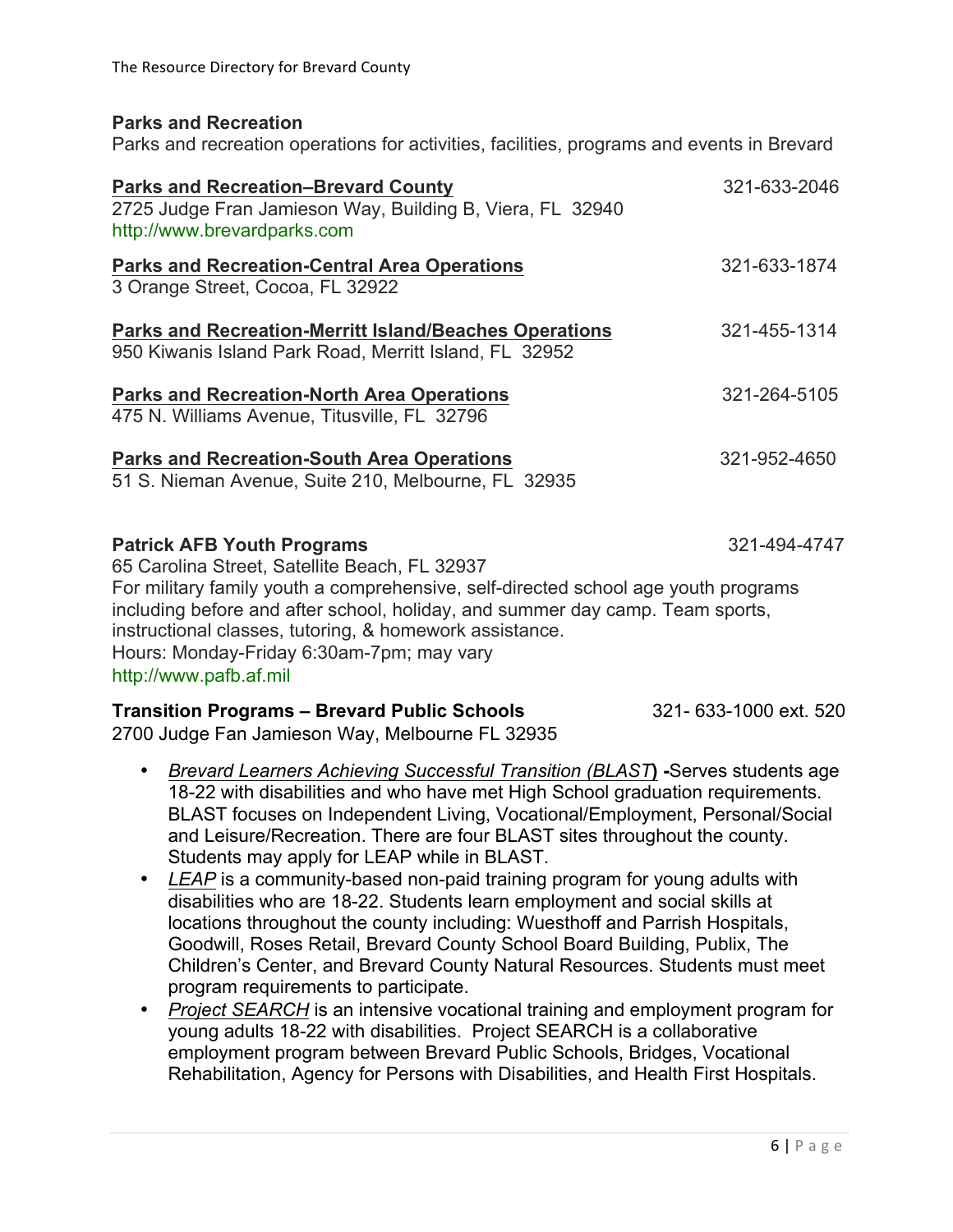## Parks and Recreation

Parks and recreation operations for activities, facilities, programs and events in Brevard

**Parks and Recreation–Brevard County** 321-633-2046
2725 Judge Fran Jamieson Way, Building B, Viera, FL 32940
http://www.brevardparks.com

**Parks and Recreation-Central Area Operations** 321-633-1874
3 Orange Street, Cocoa, FL 32922

**Parks and Recreation-Merritt Island/Beaches Operations** 321-455-1314
950 Kiwanis Island Park Road, Merritt Island, FL 32952

**Parks and Recreation-North Area Operations** 321-264-5105
475 N. Williams Avenue, Titusville, FL 32796

**Parks and Recreation-South Area Operations** 321-952-4650
51 S. Nieman Avenue, Suite 210, Melbourne, FL 32935

**Patrick AFB Youth Programs** 321-494-4747
65 Carolina Street, Satellite Beach, FL 32937
For military family youth a comprehensive, self-directed school age youth programs including before and after school, holiday, and summer day camp. Team sports, instructional classes, tutoring, & homework assistance.
Hours: Monday-Friday 6:30am-7pm; may vary
http://www.pafb.af.mil

**Transition Programs – Brevard Public Schools** 321- 633-1000 ext. 520
2700 Judge Fan Jamieson Way, Melbourne FL 32935

- *Brevard Learners Achieving Successful Transition (BLAST*) **-**Serves students age 18-22 with disabilities and who have met High School graduation requirements. BLAST focuses on Independent Living, Vocational/Employment, Personal/Social and Leisure/Recreation. There are four BLAST sites throughout the county. Students may apply for LEAP while in BLAST.
- *LEAP* is a community-based non-paid training program for young adults with disabilities who are 18-22. Students learn employment and social skills at locations throughout the county including: Wuesthoff and Parrish Hospitals, Goodwill, Roses Retail, Brevard County School Board Building, Publix, The Children's Center, and Brevard County Natural Resources. Students must meet program requirements to participate.
- *Project SEARCH* is an intensive vocational training and employment program for young adults 18-22 with disabilities. Project SEARCH is a collaborative employment program between Brevard Public Schools, Bridges, Vocational Rehabilitation, Agency for Persons with Disabilities, and Health First Hospitals.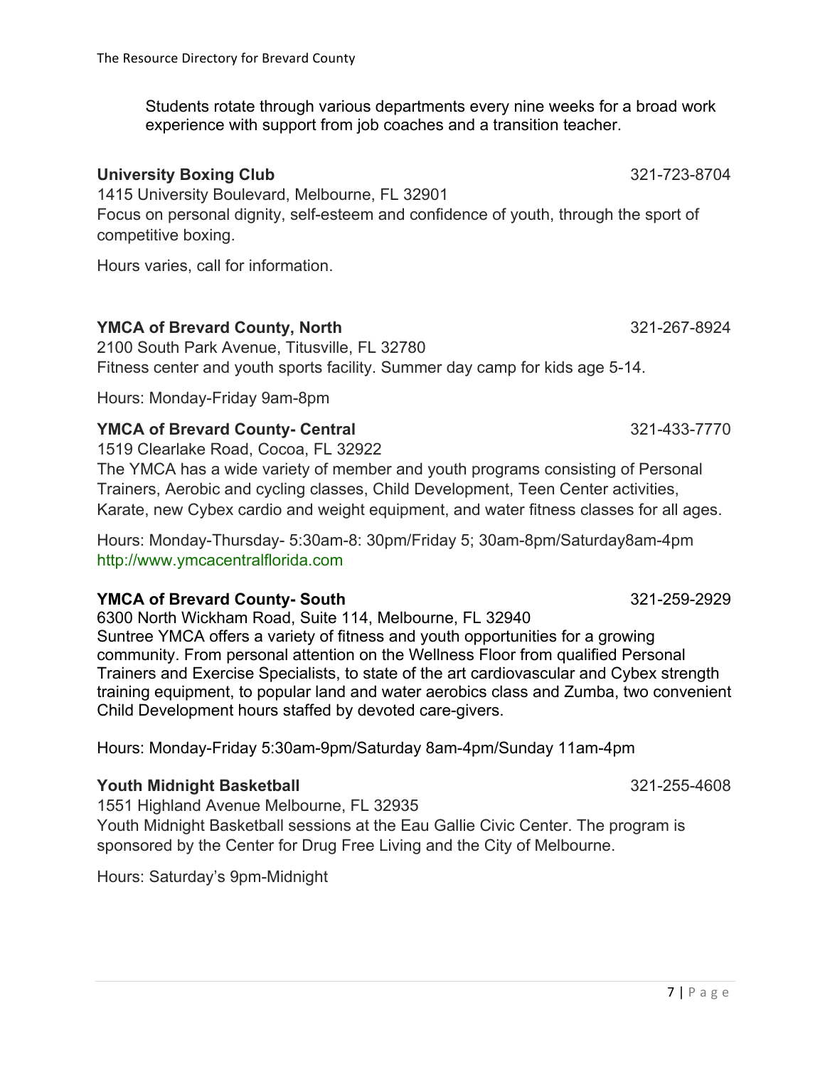Students rotate through various departments every nine weeks for a broad work experience with support from job coaches and a transition teacher.

**University Boxing Club** 321-723-8704
1415 University Boulevard, Melbourne, FL 32901
Focus on personal dignity, self-esteem and confidence of youth, through the sport of competitive boxing.

Hours varies, call for information.

**YMCA of Brevard County, North** 321-267-8924
2100 South Park Avenue, Titusville, FL 32780
Fitness center and youth sports facility. Summer day camp for kids age 5-14.

Hours: Monday-Friday 9am-8pm

**YMCA of Brevard County- Central** 321-433-7770
1519 Clearlake Road, Cocoa, FL 32922
The YMCA has a wide variety of member and youth programs consisting of Personal Trainers, Aerobic and cycling classes, Child Development, Teen Center activities, Karate, new Cybex cardio and weight equipment, and water fitness classes for all ages.

Hours: Monday-Thursday- 5:30am-8: 30pm/Friday 5; 30am-8pm/Saturday8am-4pm
http://www.ymcacentralflorida.com

**YMCA of Brevard County- South** 321-259-2929
6300 North Wickham Road, Suite 114, Melbourne, FL 32940
Suntree YMCA offers a variety of fitness and youth opportunities for a growing community. From personal attention on the Wellness Floor from qualified Personal Trainers and Exercise Specialists, to state of the art cardiovascular and Cybex strength training equipment, to popular land and water aerobics class and Zumba, two convenient Child Development hours staffed by devoted care-givers.

Hours: Monday-Friday 5:30am-9pm/Saturday 8am-4pm/Sunday 11am-4pm

**Youth Midnight Basketball** 321-255-4608
1551 Highland Avenue Melbourne, FL 32935
Youth Midnight Basketball sessions at the Eau Gallie Civic Center. The program is sponsored by the Center for Drug Free Living and the City of Melbourne.

Hours: Saturday's 9pm-Midnight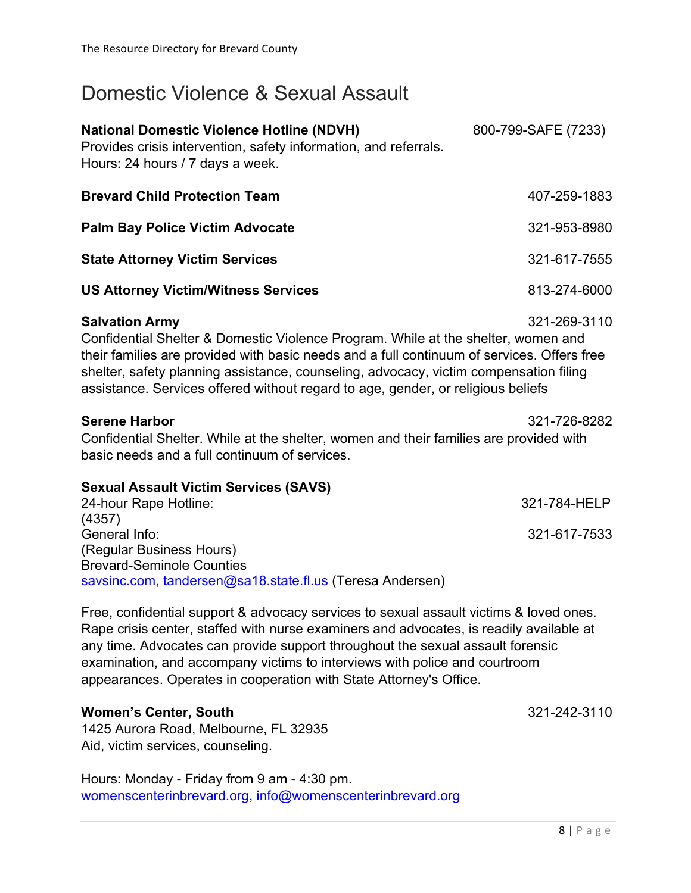# Domestic Violence & Sexual Assault

**National Domestic Violence Hotline (NDVH)** 800-799-SAFE (7233)
Provides crisis intervention, safety information, and referrals.
Hours: 24 hours / 7 days a week.

**Brevard Child Protection Team** 407-259-1883

**Palm Bay Police Victim Advocate** 321-953-8980

**State Attorney Victim Services** 321-617-7555

**US Attorney Victim/Witness Services** 813-274-6000

**Salvation Army** 321-269-3110
Confidential Shelter & Domestic Violence Program. While at the shelter, women and their families are provided with basic needs and a full continuum of services. Offers free shelter, safety planning assistance, counseling, advocacy, victim compensation filing assistance. Services offered without regard to age, gender, or religious beliefs

**Serene Harbor** 321-726-8282
Confidential Shelter. While at the shelter, women and their families are provided with basic needs and a full continuum of services.

**Sexual Assault Victim Services (SAVS)**
24-hour Rape Hotline: 321-784-HELP (4357)
General Info: 321-617-7533
(Regular Business Hours)
Brevard-Seminole Counties
savsinc.com, tandersen@sa18.state.fl.us (Teresa Andersen)

Free, confidential support & advocacy services to sexual assault victims & loved ones. Rape crisis center, staffed with nurse examiners and advocates, is readily available at any time. Advocates can provide support throughout the sexual assault forensic examination, and accompany victims to interviews with police and courtroom appearances. Operates in cooperation with State Attorney's Office.

**Women's Center, South** 321-242-3110
1425 Aurora Road, Melbourne, FL 32935
Aid, victim services, counseling.

Hours: Monday - Friday from 9 am - 4:30 pm.
womenscenterinbrevard.org, info@womenscenterinbrevard.org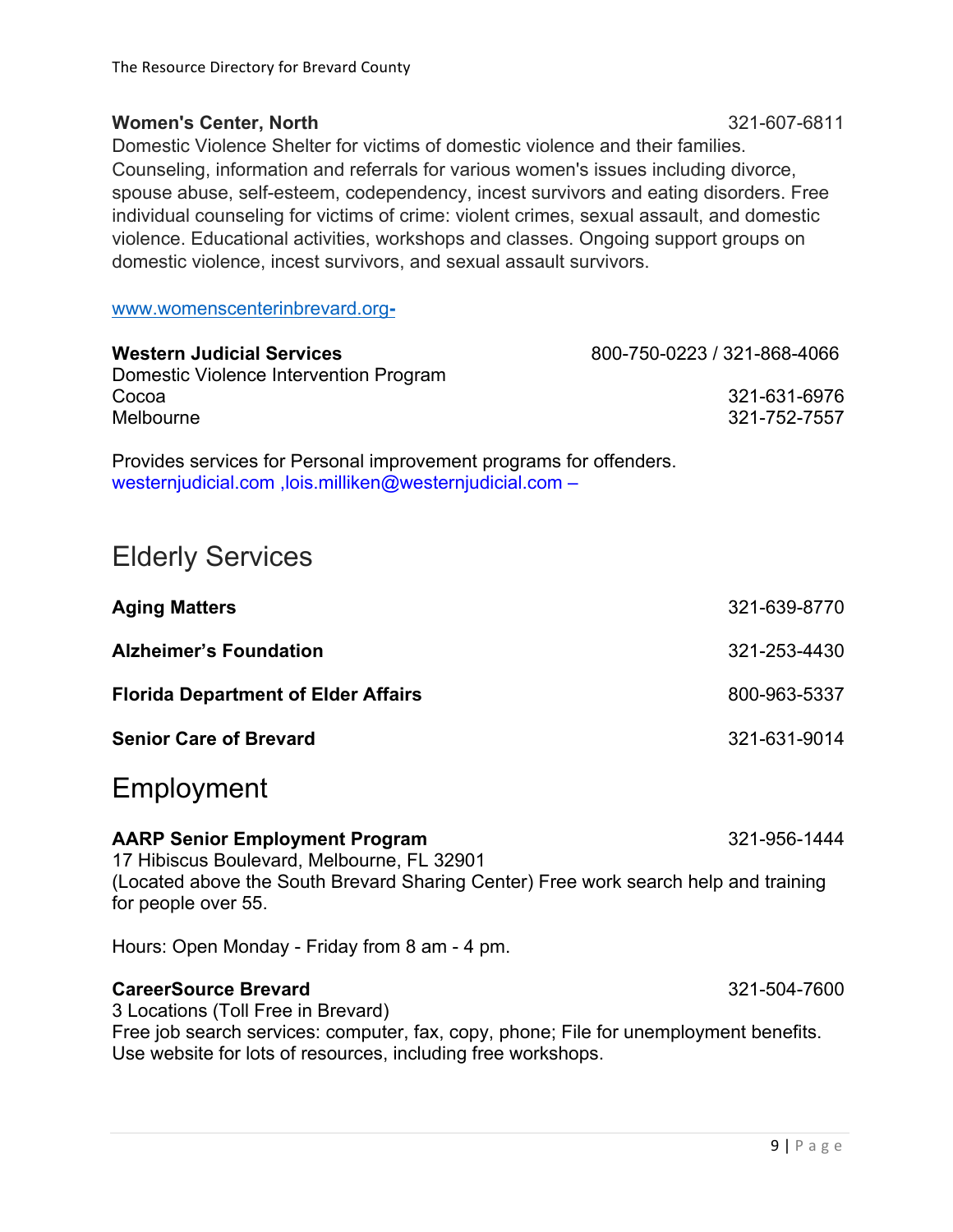**Women's Center, North** 321-607-6811

Domestic Violence Shelter for victims of domestic violence and their families. Counseling, information and referrals for various women's issues including divorce, spouse abuse, self-esteem, codependency, incest survivors and eating disorders. Free individual counseling for victims of crime: violent crimes, sexual assault, and domestic violence. Educational activities, workshops and classes. Ongoing support groups on domestic violence, incest survivors, and sexual assault survivors.

www.womenscenterinbrevard.org-

**Western Judicial Services** 800-750-0223 / 321-868-4066

Domestic Violence Intervention Program

Cocoa 321-631-6976

Melbourne 321-752-7557

Provides services for Personal improvement programs for offenders.

westernjudicial.com ,lois.milliken@westernjudicial.com –

# Elderly Services

**Aging Matters** 321-639-8770

**Alzheimer's Foundation** 321-253-4430

**Florida Department of Elder Affairs** 800-963-5337

**Senior Care of Brevard** 321-631-9014

# Employment

**AARP Senior Employment Program** 321-956-1444

17 Hibiscus Boulevard, Melbourne, FL 32901

(Located above the South Brevard Sharing Center) Free work search help and training for people over 55.

Hours: Open Monday - Friday from 8 am - 4 pm.

**CareerSource Brevard** 321-504-7600

3 Locations (Toll Free in Brevard)

Free job search services: computer, fax, copy, phone; File for unemployment benefits. Use website for lots of resources, including free workshops.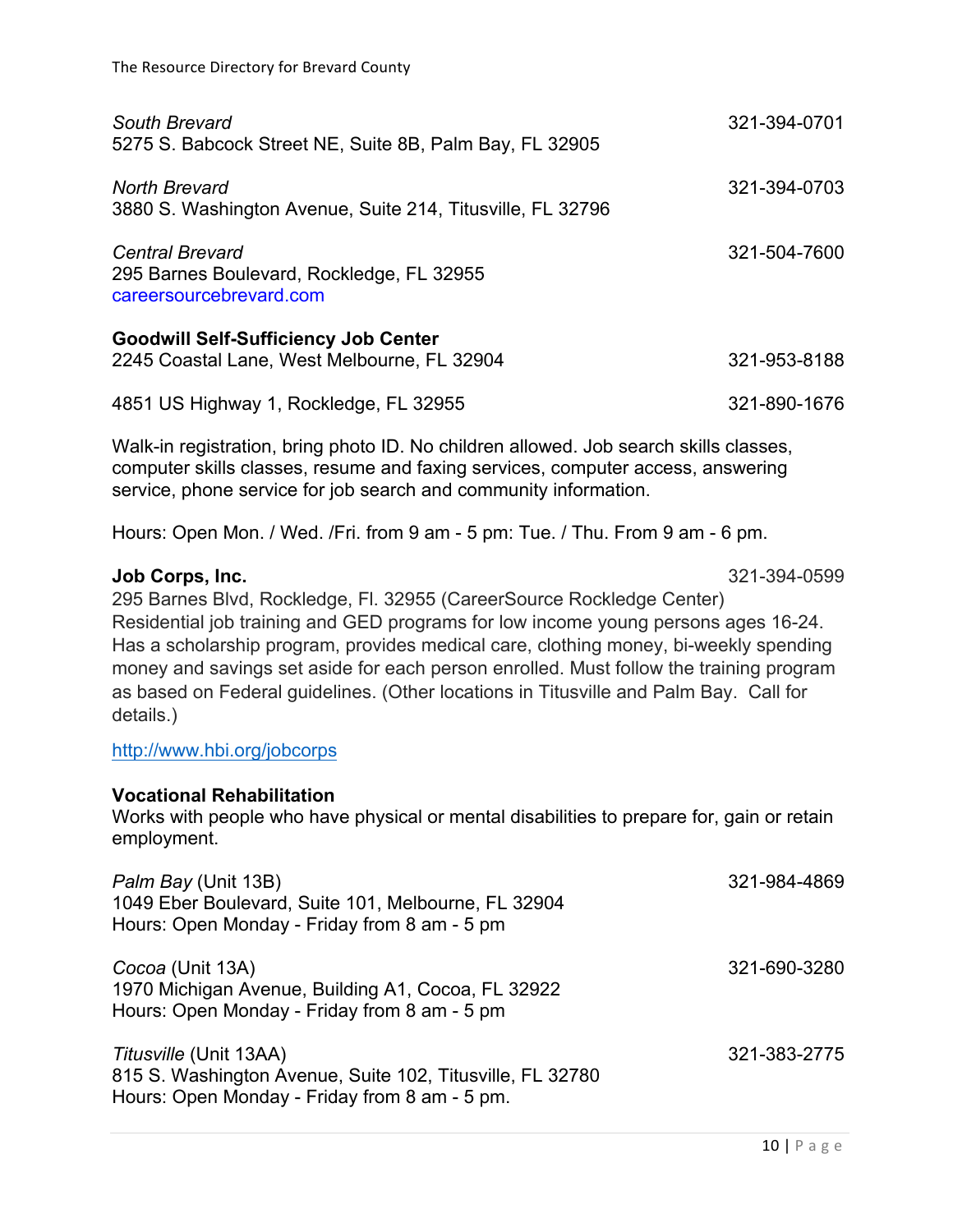*South Brevard* 321-394-0701
5275 S. Babcock Street NE, Suite 8B, Palm Bay, FL 32905

*North Brevard* 321-394-0703
3880 S. Washington Avenue, Suite 214, Titusville, FL 32796

*Central Brevard* 321-504-7600
295 Barnes Boulevard, Rockledge, FL 32955
careersourcebrevard.com

**Goodwill Self-Sufficiency Job Center**
2245 Coastal Lane, West Melbourne, FL 32904 321-953-8188

4851 US Highway 1, Rockledge, FL 32955 321-890-1676

Walk-in registration, bring photo ID. No children allowed. Job search skills classes, computer skills classes, resume and faxing services, computer access, answering service, phone service for job search and community information.

Hours: Open Mon. / Wed. /Fri. from 9 am - 5 pm: Tue. / Thu. From 9 am - 6 pm.

**Job Corps, Inc.** 321-394-0599
295 Barnes Blvd, Rockledge, Fl. 32955 (CareerSource Rockledge Center)
Residential job training and GED programs for low income young persons ages 16-24. Has a scholarship program, provides medical care, clothing money, bi-weekly spending money and savings set aside for each person enrolled. Must follow the training program as based on Federal guidelines. (Other locations in Titusville and Palm Bay. Call for details.)

http://www.hbi.org/jobcorps

**Vocational Rehabilitation**
Works with people who have physical or mental disabilities to prepare for, gain or retain employment.

*Palm Bay* (Unit 13B) 321-984-4869
1049 Eber Boulevard, Suite 101, Melbourne, FL 32904
Hours: Open Monday - Friday from 8 am - 5 pm

*Cocoa* (Unit 13A) 321-690-3280
1970 Michigan Avenue, Building A1, Cocoa, FL 32922
Hours: Open Monday - Friday from 8 am - 5 pm

*Titusville* (Unit 13AA) 321-383-2775
815 S. Washington Avenue, Suite 102, Titusville, FL 32780
Hours: Open Monday - Friday from 8 am - 5 pm.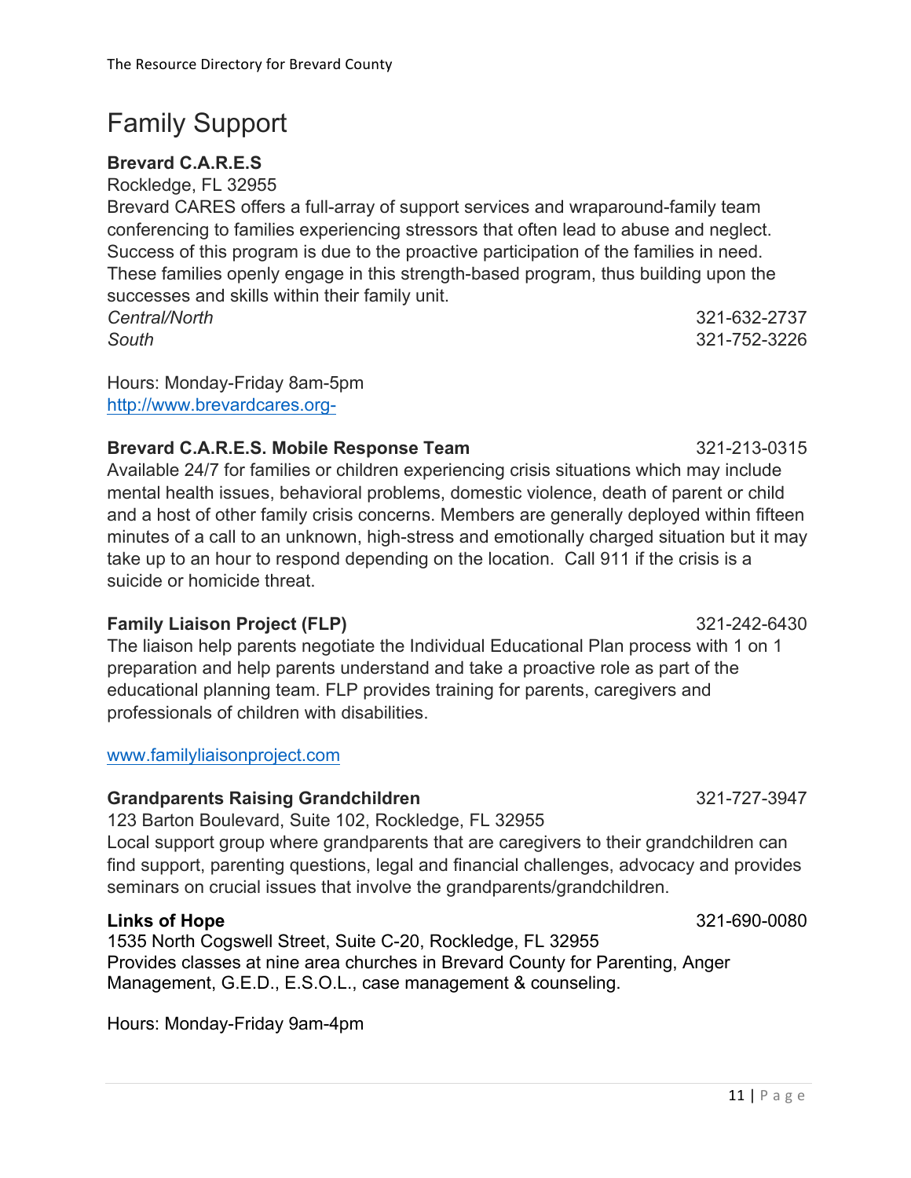# Family Support

**Brevard C.A.R.E.S**

Rockledge, FL 32955

Brevard CARES offers a full-array of support services and wraparound-family team conferencing to families experiencing stressors that often lead to abuse and neglect. Success of this program is due to the proactive participation of the families in need. These families openly engage in this strength-based program, thus building upon the successes and skills within their family unit.

*Central/North* 321-632-2737

*South* 321-752-3226

Hours: Monday-Friday 8am-5pm

http://www.brevardcares.org-

**Brevard C.A.R.E.S. Mobile Response Team** 321-213-0315

Available 24/7 for families or children experiencing crisis situations which may include mental health issues, behavioral problems, domestic violence, death of parent or child and a host of other family crisis concerns. Members are generally deployed within fifteen minutes of a call to an unknown, high-stress and emotionally charged situation but it may take up to an hour to respond depending on the location. Call 911 if the crisis is a suicide or homicide threat.

**Family Liaison Project (FLP)** 321-242-6430

The liaison help parents negotiate the Individual Educational Plan process with 1 on 1 preparation and help parents understand and take a proactive role as part of the educational planning team. FLP provides training for parents, caregivers and professionals of children with disabilities.

www.familyliaisonproject.com

**Grandparents Raising Grandchildren** 321-727-3947

123 Barton Boulevard, Suite 102, Rockledge, FL 32955

Local support group where grandparents that are caregivers to their grandchildren can find support, parenting questions, legal and financial challenges, advocacy and provides seminars on crucial issues that involve the grandparents/grandchildren.

**Links of Hope** 321-690-0080

1535 North Cogswell Street, Suite C-20, Rockledge, FL 32955

Provides classes at nine area churches in Brevard County for Parenting, Anger Management, G.E.D., E.S.O.L., case management & counseling.

Hours: Monday-Friday 9am-4pm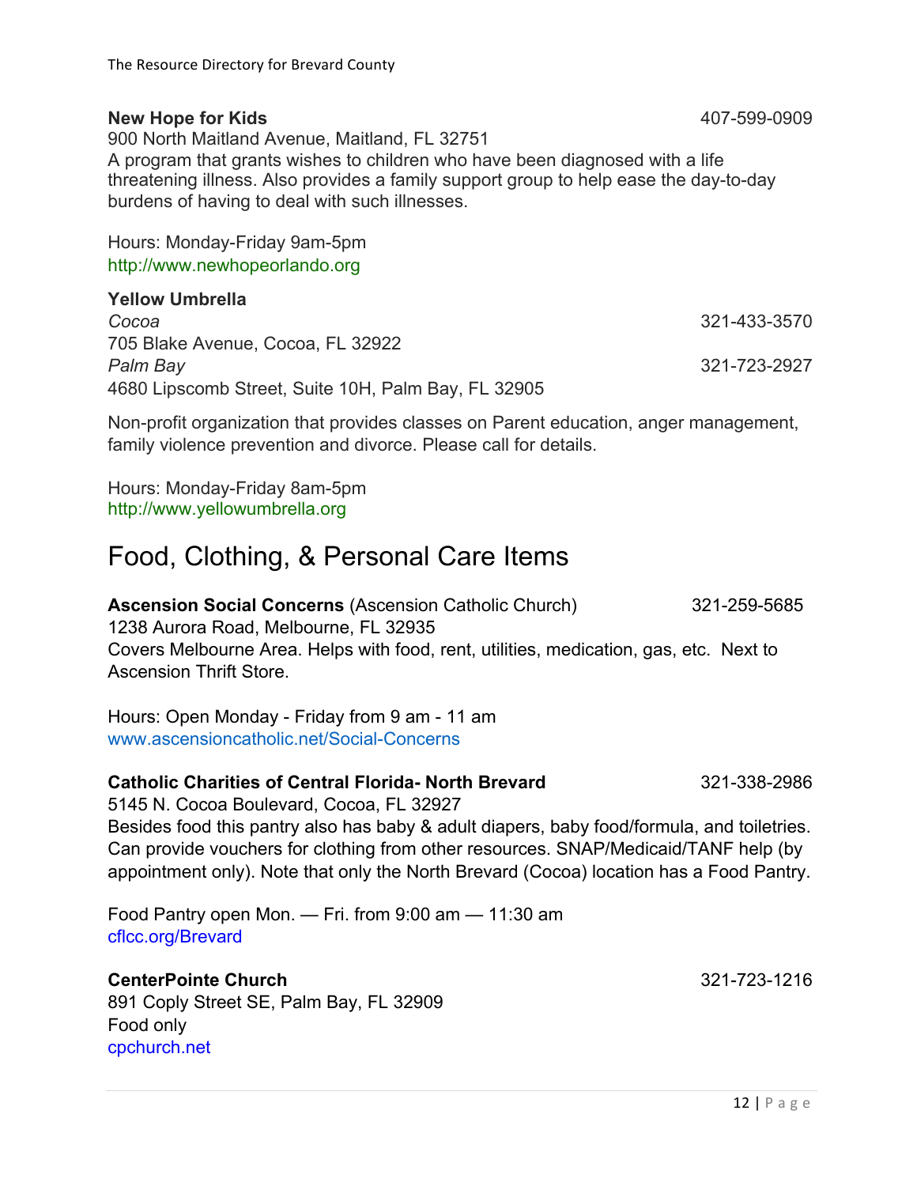**New Hope for Kids** 407-599-0909
900 North Maitland Avenue, Maitland, FL 32751
A program that grants wishes to children who have been diagnosed with a life threatening illness. Also provides a family support group to help ease the day-to-day burdens of having to deal with such illnesses.

Hours: Monday-Friday 9am-5pm
http://www.newhopeorlando.org

**Yellow Umbrella**
*Cocoa* 321-433-3570
705 Blake Avenue, Cocoa, FL 32922
*Palm Bay* 321-723-2927
4680 Lipscomb Street, Suite 10H, Palm Bay, FL 32905

Non-profit organization that provides classes on Parent education, anger management, family violence prevention and divorce. Please call for details.

Hours: Monday-Friday 8am-5pm
http://www.yellowumbrella.org

# Food, Clothing, & Personal Care Items

**Ascension Social Concerns** (Ascension Catholic Church) 321-259-5685
1238 Aurora Road, Melbourne, FL 32935
Covers Melbourne Area. Helps with food, rent, utilities, medication, gas, etc. Next to Ascension Thrift Store.

Hours: Open Monday - Friday from 9 am - 11 am
www.ascensioncatholic.net/Social-Concerns

**Catholic Charities of Central Florida- North Brevard** 321-338-2986
5145 N. Cocoa Boulevard, Cocoa, FL 32927
Besides food this pantry also has baby & adult diapers, baby food/formula, and toiletries. Can provide vouchers for clothing from other resources. SNAP/Medicaid/TANF help (by appointment only). Note that only the North Brevard (Cocoa) location has a Food Pantry.

Food Pantry open Mon. — Fri. from 9:00 am — 11:30 am
cflcc.org/Brevard

**CenterPointe Church** 321-723-1216
891 Coply Street SE, Palm Bay, FL 32909
Food only
cpchurch.net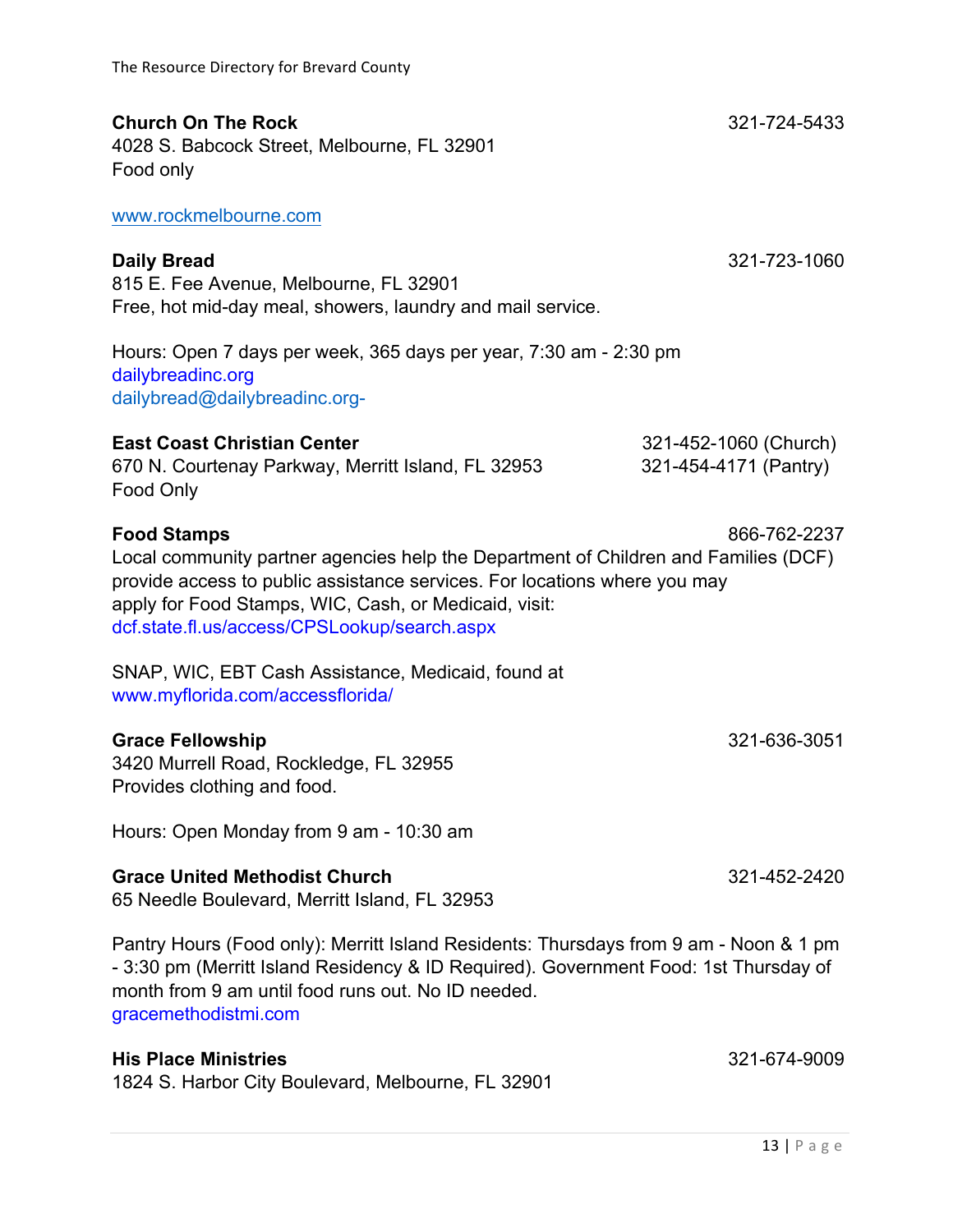**Church On The Rock** 321-724-5433
4028 S. Babcock Street, Melbourne, FL 32901
Food only

www.rockmelbourne.com

**Daily Bread** 321-723-1060
815 E. Fee Avenue, Melbourne, FL 32901
Free, hot mid-day meal, showers, laundry and mail service.

Hours: Open 7 days per week, 365 days per year, 7:30 am - 2:30 pm
dailybreadinc.org
dailybread@dailybreadinc.org-

**East Coast Christian Center** 321-452-1060 (Church)
670 N. Courtenay Parkway, Merritt Island, FL 32953 321-454-4171 (Pantry)
Food Only

**Food Stamps** 866-762-2237
Local community partner agencies help the Department of Children and Families (DCF) provide access to public assistance services. For locations where you may apply for Food Stamps, WIC, Cash, or Medicaid, visit:
dcf.state.fl.us/access/CPSLookup/search.aspx

SNAP, WIC, EBT Cash Assistance, Medicaid, found at
www.myflorida.com/accessflorida/

**Grace Fellowship** 321-636-3051
3420 Murrell Road, Rockledge, FL 32955
Provides clothing and food.

Hours: Open Monday from 9 am - 10:30 am

**Grace United Methodist Church** 321-452-2420
65 Needle Boulevard, Merritt Island, FL 32953

Pantry Hours (Food only): Merritt Island Residents: Thursdays from 9 am - Noon & 1 pm - 3:30 pm (Merritt Island Residency & ID Required). Government Food: 1st Thursday of month from 9 am until food runs out. No ID needed.
gracemethodistmi.com

**His Place Ministries** 321-674-9009
1824 S. Harbor City Boulevard, Melbourne, FL 32901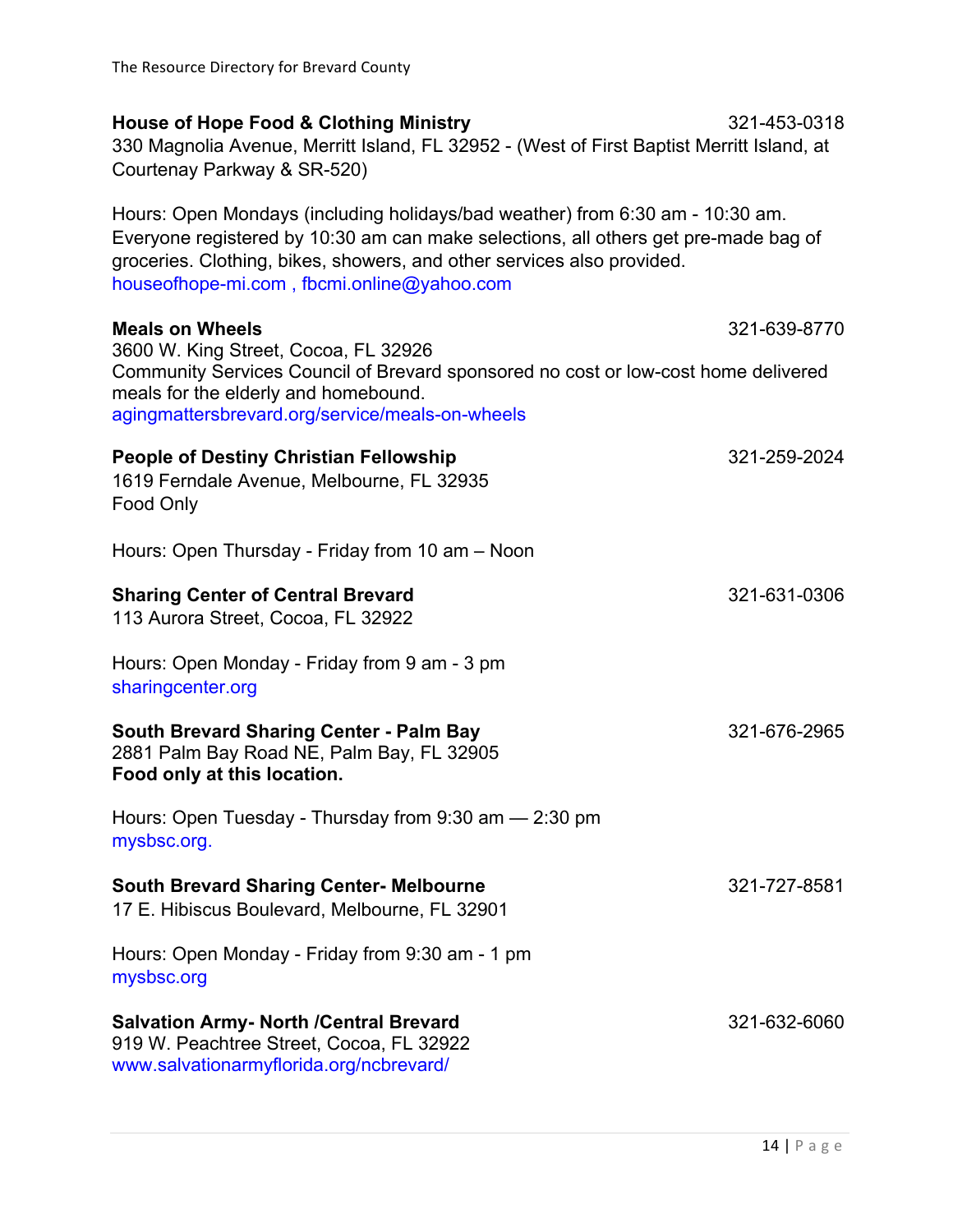**House of Hope Food & Clothing Ministry** 321-453-0318
330 Magnolia Avenue, Merritt Island, FL 32952 - (West of First Baptist Merritt Island, at Courtenay Parkway & SR-520)

Hours: Open Mondays (including holidays/bad weather) from 6:30 am - 10:30 am. Everyone registered by 10:30 am can make selections, all others get pre-made bag of groceries. Clothing, bikes, showers, and other services also provided.
houseofhope-mi.com , fbcmi.online@yahoo.com

**Meals on Wheels** 321-639-8770
3600 W. King Street, Cocoa, FL 32926
Community Services Council of Brevard sponsored no cost or low-cost home delivered meals for the elderly and homebound.
agingmattersbrevard.org/service/meals-on-wheels

**People of Destiny Christian Fellowship** 321-259-2024
1619 Ferndale Avenue, Melbourne, FL 32935
Food Only

Hours: Open Thursday - Friday from 10 am – Noon

**Sharing Center of Central Brevard** 321-631-0306
113 Aurora Street, Cocoa, FL 32922

Hours: Open Monday - Friday from 9 am - 3 pm
sharingcenter.org

**South Brevard Sharing Center - Palm Bay** 321-676-2965
2881 Palm Bay Road NE, Palm Bay, FL 32905
**Food only at this location.**

Hours: Open Tuesday - Thursday from 9:30 am — 2:30 pm
mysbsc.org.

**South Brevard Sharing Center- Melbourne** 321-727-8581
17 E. Hibiscus Boulevard, Melbourne, FL 32901

Hours: Open Monday - Friday from 9:30 am - 1 pm
mysbsc.org

**Salvation Army- North /Central Brevard** 321-632-6060
919 W. Peachtree Street, Cocoa, FL 32922
www.salvationarmyflorida.org/ncbrevard/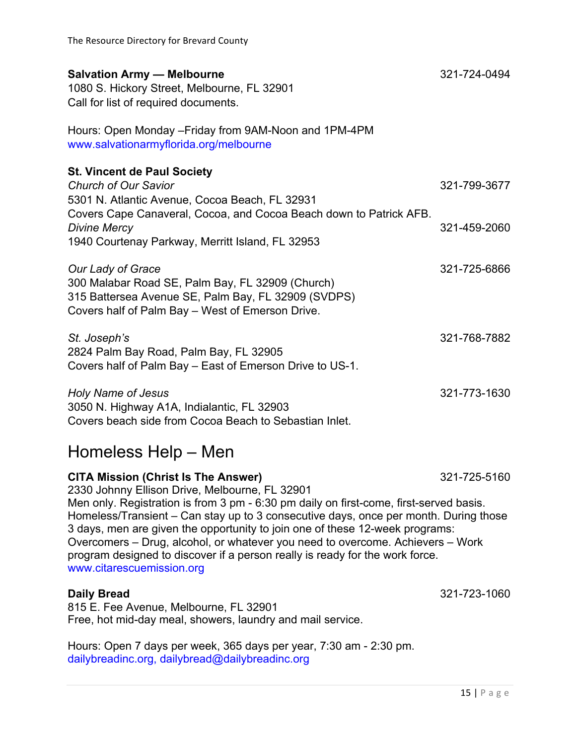**Salvation Army — Melbourne** 321-724-0494
1080 S. Hickory Street, Melbourne, FL 32901
Call for list of required documents.

Hours: Open Monday –Friday from 9AM-Noon and 1PM-4PM
www.salvationarmyflorida.org/melbourne

**St. Vincent de Paul Society**
*Church of Our Savior* 321-799-3677
5301 N. Atlantic Avenue, Cocoa Beach, FL 32931
Covers Cape Canaveral, Cocoa, and Cocoa Beach down to Patrick AFB.
*Divine Mercy* 321-459-2060
1940 Courtenay Parkway, Merritt Island, FL 32953

*Our Lady of Grace* 321-725-6866
300 Malabar Road SE, Palm Bay, FL 32909 (Church)
315 Battersea Avenue SE, Palm Bay, FL 32909 (SVDPS)
Covers half of Palm Bay – West of Emerson Drive.

*St. Joseph's* 321-768-7882
2824 Palm Bay Road, Palm Bay, FL 32905
Covers half of Palm Bay – East of Emerson Drive to US-1.

*Holy Name of Jesus* 321-773-1630
3050 N. Highway A1A, Indialantic, FL 32903
Covers beach side from Cocoa Beach to Sebastian Inlet.

# Homeless Help – Men

**CITA Mission (Christ Is The Answer)** 321-725-5160
2330 Johnny Ellison Drive, Melbourne, FL 32901
Men only. Registration is from 3 pm - 6:30 pm daily on first-come, first-served basis. Homeless/Transient – Can stay up to 3 consecutive days, once per month. During those 3 days, men are given the opportunity to join one of these 12-week programs: Overcomers – Drug, alcohol, or whatever you need to overcome. Achievers – Work program designed to discover if a person really is ready for the work force.
www.citarescuemission.org

**Daily Bread** 321-723-1060
815 E. Fee Avenue, Melbourne, FL 32901
Free, hot mid-day meal, showers, laundry and mail service.

Hours: Open 7 days per week, 365 days per year, 7:30 am - 2:30 pm.
dailybreadinc.org, dailybread@dailybreadinc.org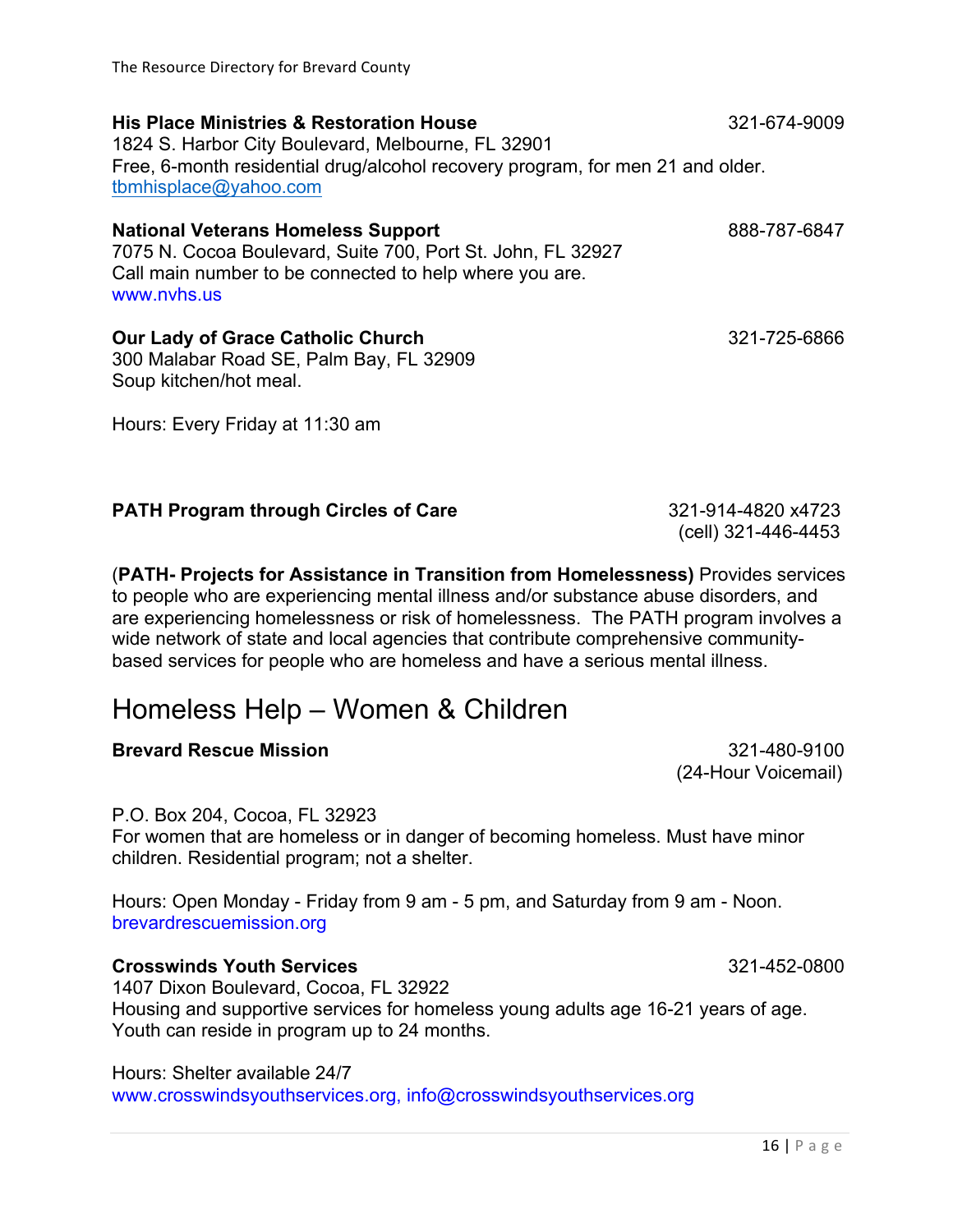**His Place Ministries & Restoration House** 321-674-9009
1824 S. Harbor City Boulevard, Melbourne, FL 32901
Free, 6-month residential drug/alcohol recovery program, for men 21 and older.
tbmhisplace@yahoo.com

**National Veterans Homeless Support** 888-787-6847
7075 N. Cocoa Boulevard, Suite 700, Port St. John, FL 32927
Call main number to be connected to help where you are.
www.nvhs.us

**Our Lady of Grace Catholic Church** 321-725-6866
300 Malabar Road SE, Palm Bay, FL 32909
Soup kitchen/hot meal.

Hours: Every Friday at 11:30 am

**PATH Program through Circles of Care** 321-914-4820 x4723
(cell) 321-446-4453

(**PATH- Projects for Assistance in Transition from Homelessness)** Provides services to people who are experiencing mental illness and/or substance abuse disorders, and are experiencing homelessness or risk of homelessness. The PATH program involves a wide network of state and local agencies that contribute comprehensive community-based services for people who are homeless and have a serious mental illness.

## Homeless Help – Women & Children

**Brevard Rescue Mission** 321-480-9100
(24-Hour Voicemail)

P.O. Box 204, Cocoa, FL 32923
For women that are homeless or in danger of becoming homeless. Must have minor children. Residential program; not a shelter.

Hours: Open Monday - Friday from 9 am - 5 pm, and Saturday from 9 am - Noon.
brevardrescuemission.org

**Crosswinds Youth Services** 321-452-0800
1407 Dixon Boulevard, Cocoa, FL 32922
Housing and supportive services for homeless young adults age 16-21 years of age. Youth can reside in program up to 24 months.

Hours: Shelter available 24/7
www.crosswindsyouthservices.org, info@crosswindsyouthservices.org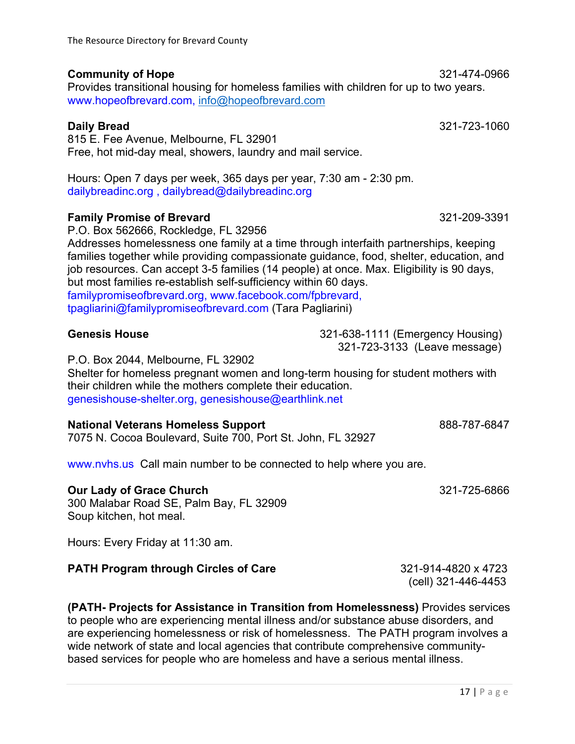**Community of Hope** 321-474-0966

Provides transitional housing for homeless families with children for up to two years.
www.hopeofbrevard.com, info@hopeofbrevard.com

**Daily Bread** 321-723-1060

815 E. Fee Avenue, Melbourne, FL 32901
Free, hot mid-day meal, showers, laundry and mail service.

Hours: Open 7 days per week, 365 days per year, 7:30 am - 2:30 pm.
dailybreadinc.org , dailybread@dailybreadinc.org

**Family Promise of Brevard** 321-209-3391

P.O. Box 562666, Rockledge, FL 32956
Addresses homelessness one family at a time through interfaith partnerships, keeping families together while providing compassionate guidance, food, shelter, education, and job resources. Can accept 3-5 families (14 people) at once. Max. Eligibility is 90 days, but most families re-establish self-sufficiency within 60 days.
familypromiseofbrevard.org, www.facebook.com/fpbrevard, tpagliarini@familypromiseofbrevard.com (Tara Pagliarini)

**Genesis House** 321-638-1111 (Emergency Housing)
321-723-3133 (Leave message)

P.O. Box 2044, Melbourne, FL 32902
Shelter for homeless pregnant women and long-term housing for student mothers with their children while the mothers complete their education.
genesishouse-shelter.org, genesishouse@earthlink.net

**National Veterans Homeless Support** 888-787-6847

7075 N. Cocoa Boulevard, Suite 700, Port St. John, FL 32927

www.nvhs.us Call main number to be connected to help where you are.

**Our Lady of Grace Church** 321-725-6866

300 Malabar Road SE, Palm Bay, FL 32909
Soup kitchen, hot meal.

Hours: Every Friday at 11:30 am.

**PATH Program through Circles of Care** 321-914-4820 x 4723
(cell) 321-446-4453

**(PATH- Projects for Assistance in Transition from Homelessness)** Provides services to people who are experiencing mental illness and/or substance abuse disorders, and are experiencing homelessness or risk of homelessness. The PATH program involves a wide network of state and local agencies that contribute comprehensive community-based services for people who are homeless and have a serious mental illness.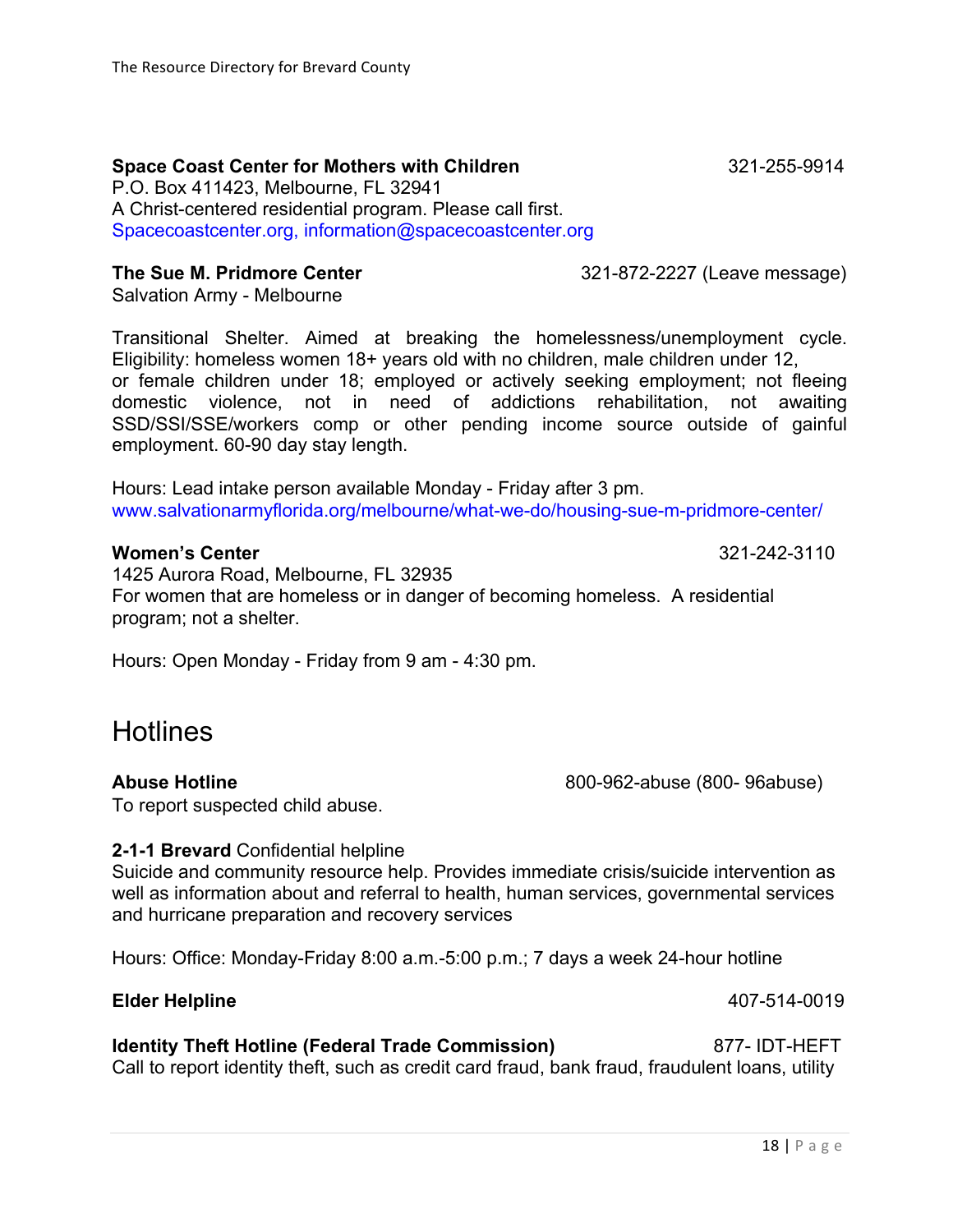**Space Coast Center for Mothers with Children** 321-255-9914
P.O. Box 411423, Melbourne, FL 32941
A Christ-centered residential program. Please call first.
Spacecoastcenter.org, information@spacecoastcenter.org

**The Sue M. Pridmore Center** 321-872-2227 (Leave message)
Salvation Army - Melbourne

Transitional Shelter. Aimed at breaking the homelessness/unemployment cycle. Eligibility: homeless women 18+ years old with no children, male children under 12, or female children under 18; employed or actively seeking employment; not fleeing domestic violence, not in need of addictions rehabilitation, not awaiting SSD/SSI/SSE/workers comp or other pending income source outside of gainful employment. 60-90 day stay length.

Hours: Lead intake person available Monday - Friday after 3 pm.
www.salvationarmyflorida.org/melbourne/what-we-do/housing-sue-m-pridmore-center/

**Women's Center** 321-242-3110
1425 Aurora Road, Melbourne, FL 32935
For women that are homeless or in danger of becoming homeless. A residential program; not a shelter.

Hours: Open Monday - Friday from 9 am - 4:30 pm.

# Hotlines

**Abuse Hotline** 800-962-abuse (800- 96abuse)
To report suspected child abuse.

**2-1-1 Brevard** Confidential helpline
Suicide and community resource help. Provides immediate crisis/suicide intervention as well as information about and referral to health, human services, governmental services and hurricane preparation and recovery services

Hours: Office: Monday-Friday 8:00 a.m.-5:00 p.m.; 7 days a week 24-hour hotline

**Elder Helpline** 407-514-0019

**Identity Theft Hotline (Federal Trade Commission)** 877- IDT-HEFT
Call to report identity theft, such as credit card fraud, bank fraud, fraudulent loans, utility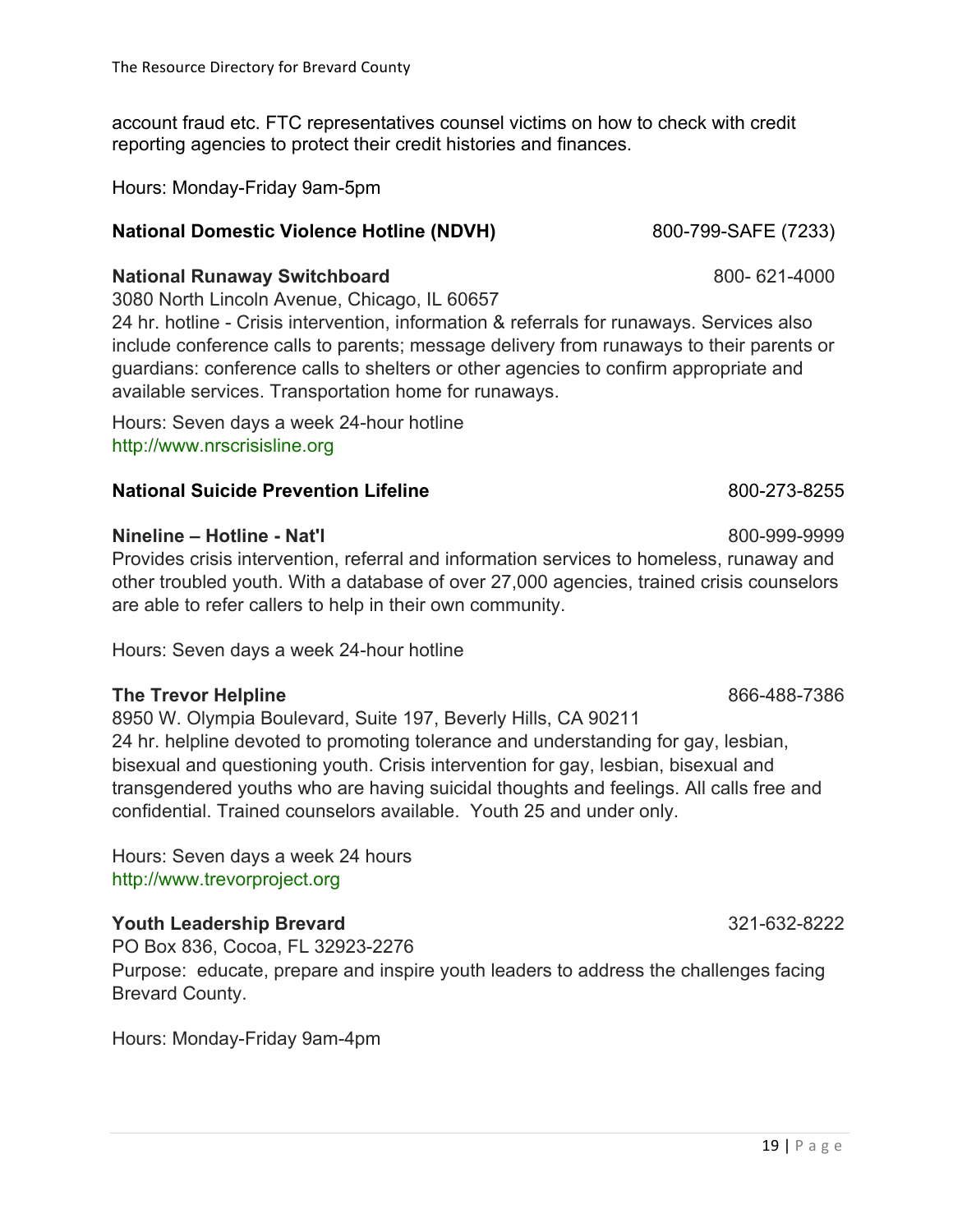account fraud etc. FTC representatives counsel victims on how to check with credit reporting agencies to protect their credit histories and finances.

Hours: Monday-Friday 9am-5pm

**National Domestic Violence Hotline (NDVH)** 800-799-SAFE (7233)

**National Runaway Switchboard** 800- 621-4000

3080 North Lincoln Avenue, Chicago, IL 60657

24 hr. hotline - Crisis intervention, information & referrals for runaways. Services also include conference calls to parents; message delivery from runaways to their parents or guardians: conference calls to shelters or other agencies to confirm appropriate and available services. Transportation home for runaways.

Hours: Seven days a week 24-hour hotline

http://www.nrscrisisline.org

**National Suicide Prevention Lifeline** 800-273-8255

**Nineline – Hotline - Nat'l** 800-999-9999

Provides crisis intervention, referral and information services to homeless, runaway and other troubled youth. With a database of over 27,000 agencies, trained crisis counselors are able to refer callers to help in their own community.

Hours: Seven days a week 24-hour hotline

**The Trevor Helpline** 866-488-7386

8950 W. Olympia Boulevard, Suite 197, Beverly Hills, CA 90211

24 hr. helpline devoted to promoting tolerance and understanding for gay, lesbian, bisexual and questioning youth. Crisis intervention for gay, lesbian, bisexual and transgendered youths who are having suicidal thoughts and feelings. All calls free and confidential. Trained counselors available. Youth 25 and under only.

Hours: Seven days a week 24 hours

http://www.trevorproject.org

**Youth Leadership Brevard** 321-632-8222

PO Box 836, Cocoa, FL 32923-2276

Purpose: educate, prepare and inspire youth leaders to address the challenges facing Brevard County.

Hours: Monday-Friday 9am-4pm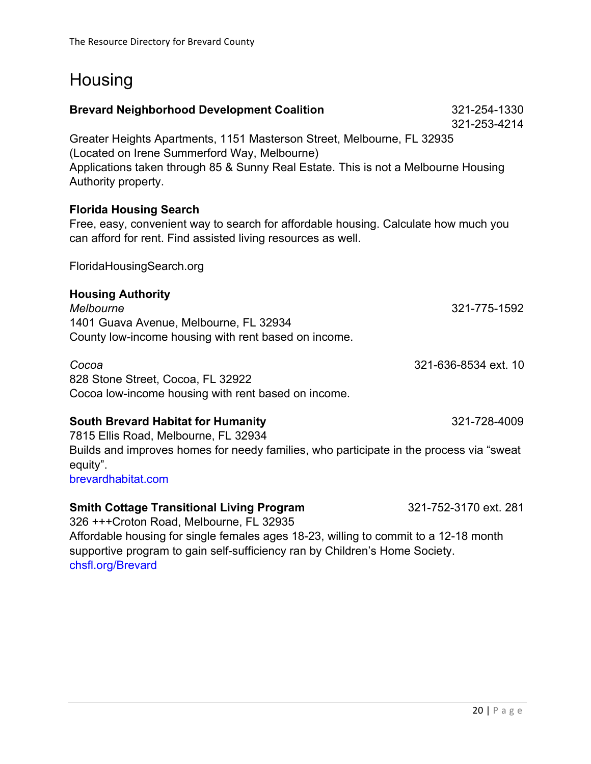# Housing

**Brevard Neighborhood Development Coalition** 321-254-1330
321-253-4214

Greater Heights Apartments, 1151 Masterson Street, Melbourne, FL 32935
(Located on Irene Summerford Way, Melbourne)
Applications taken through 85 & Sunny Real Estate. This is not a Melbourne Housing Authority property.

**Florida Housing Search**
Free, easy, convenient way to search for affordable housing. Calculate how much you can afford for rent. Find assisted living resources as well.

FloridaHousingSearch.org

**Housing Authority**
*Melbourne* 321-775-1592
1401 Guava Avenue, Melbourne, FL 32934
County low-income housing with rent based on income.

*Cocoa* 321-636-8534 ext. 10
828 Stone Street, Cocoa, FL 32922
Cocoa low-income housing with rent based on income.

**South Brevard Habitat for Humanity** 321-728-4009
7815 Ellis Road, Melbourne, FL 32934
Builds and improves homes for needy families, who participate in the process via "sweat equity".
brevardhabitat.com

**Smith Cottage Transitional Living Program** 321-752-3170 ext. 281
326 +++Croton Road, Melbourne, FL 32935
Affordable housing for single females ages 18-23, willing to commit to a 12-18 month supportive program to gain self-sufficiency ran by Children's Home Society.
chsfl.org/Brevard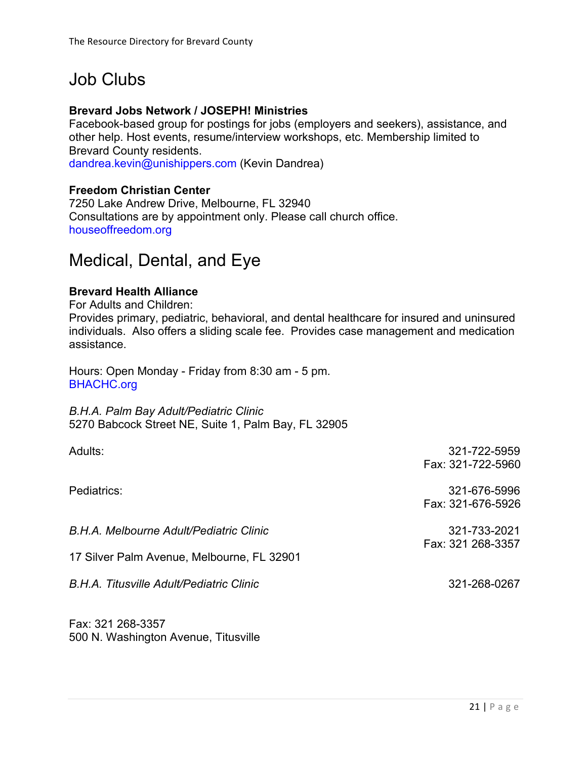# Job Clubs

**Brevard Jobs Network / JOSEPH! Ministries**
Facebook-based group for postings for jobs (employers and seekers), assistance, and other help. Host events, resume/interview workshops, etc. Membership limited to Brevard County residents.
dandrea.kevin@unishippers.com (Kevin Dandrea)

**Freedom Christian Center**
7250 Lake Andrew Drive, Melbourne, FL 32940
Consultations are by appointment only. Please call church office.
houseoffreedom.org

# Medical, Dental, and Eye

**Brevard Health Alliance**
For Adults and Children:
Provides primary, pediatric, behavioral, and dental healthcare for insured and uninsured individuals. Also offers a sliding scale fee. Provides case management and medication assistance.

Hours: Open Monday - Friday from 8:30 am - 5 pm.
BHACHC.org

*B.H.A. Palm Bay Adult/Pediatric Clinic*
5270 Babcock Street NE, Suite 1, Palm Bay, FL 32905

Adults: 321-722-5959
Fax: 321-722-5960

Pediatrics: 321-676-5996
Fax: 321-676-5926

*B.H.A. Melbourne Adult/Pediatric Clinic* 321-733-2021
Fax: 321 268-3357

17 Silver Palm Avenue, Melbourne, FL 32901

*B.H.A. Titusville Adult/Pediatric Clinic* 321-268-0267

Fax: 321 268-3357
500 N. Washington Avenue, Titusville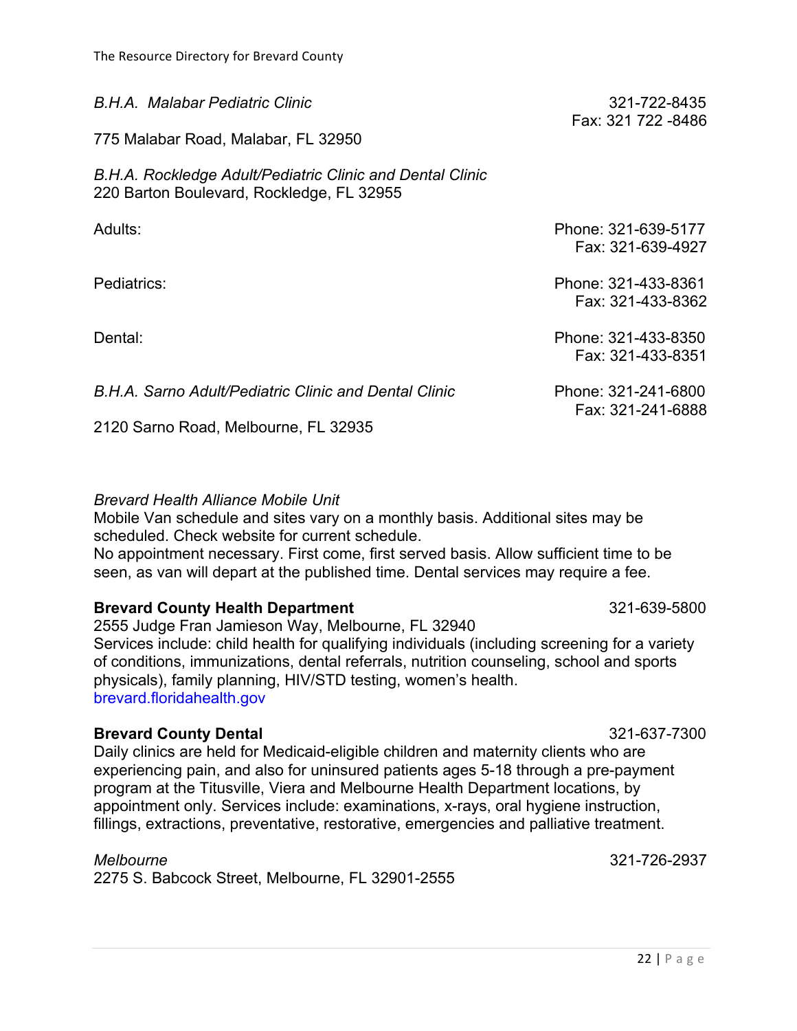*B.H.A. Malabar Pediatric Clinic* 321-722-8435
Fax: 321 722 -8486

775 Malabar Road, Malabar, FL 32950

*B.H.A. Rockledge Adult/Pediatric Clinic and Dental Clinic*
220 Barton Boulevard, Rockledge, FL 32955

Adults: Phone: 321-639-5177
Fax: 321-639-4927

Pediatrics: Phone: 321-433-8361
Fax: 321-433-8362

Dental: Phone: 321-433-8350
Fax: 321-433-8351

*B.H.A. Sarno Adult/Pediatric Clinic and Dental Clinic* Phone: 321-241-6800
Fax: 321-241-6888

2120 Sarno Road, Melbourne, FL 32935

*Brevard Health Alliance Mobile Unit*
Mobile Van schedule and sites vary on a monthly basis. Additional sites may be scheduled. Check website for current schedule.
No appointment necessary. First come, first served basis. Allow sufficient time to be seen, as van will depart at the published time. Dental services may require a fee.

**Brevard County Health Department** 321-639-5800
2555 Judge Fran Jamieson Way, Melbourne, FL 32940
Services include: child health for qualifying individuals (including screening for a variety of conditions, immunizations, dental referrals, nutrition counseling, school and sports physicals), family planning, HIV/STD testing, women's health.
brevard.floridahealth.gov

**Brevard County Dental** 321-637-7300
Daily clinics are held for Medicaid-eligible children and maternity clients who are experiencing pain, and also for uninsured patients ages 5-18 through a pre-payment program at the Titusville, Viera and Melbourne Health Department locations, by appointment only. Services include: examinations, x-rays, oral hygiene instruction, fillings, extractions, preventative, restorative, emergencies and palliative treatment.

*Melbourne* 321-726-2937
2275 S. Babcock Street, Melbourne, FL 32901-2555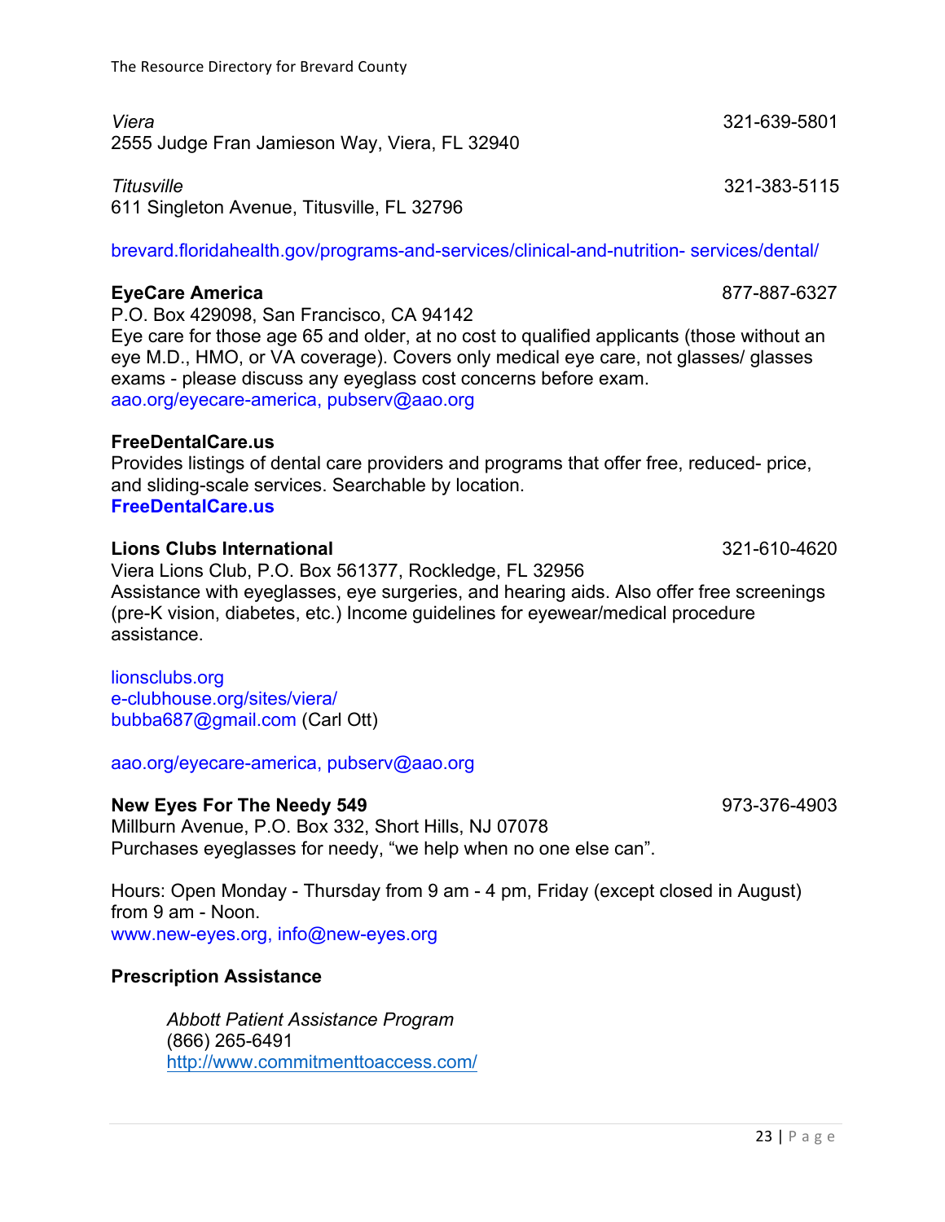*Viera* 321-639-5801
2555 Judge Fran Jamieson Way, Viera, FL 32940

*Titusville* 321-383-5115
611 Singleton Avenue, Titusville, FL 32796

brevard.floridahealth.gov/programs-and-services/clinical-and-nutrition- services/dental/

**EyeCare America** 877-887-6327
P.O. Box 429098, San Francisco, CA 94142
Eye care for those age 65 and older, at no cost to qualified applicants (those without an eye M.D., HMO, or VA coverage). Covers only medical eye care, not glasses/ glasses exams - please discuss any eyeglass cost concerns before exam.
aao.org/eyecare-america, pubserv@aao.org

**FreeDentalCare.us**
Provides listings of dental care providers and programs that offer free, reduced- price, and sliding-scale services. Searchable by location.
**FreeDentalCare.us**

**Lions Clubs International** 321-610-4620
Viera Lions Club, P.O. Box 561377, Rockledge, FL 32956
Assistance with eyeglasses, eye surgeries, and hearing aids. Also offer free screenings (pre-K vision, diabetes, etc.) Income guidelines for eyewear/medical procedure assistance.

lionsclubs.org
e-clubhouse.org/sites/viera/
bubba687@gmail.com (Carl Ott)

aao.org/eyecare-america, pubserv@aao.org

**New Eyes For The Needy 549** 973-376-4903
Millburn Avenue, P.O. Box 332, Short Hills, NJ 07078
Purchases eyeglasses for needy, "we help when no one else can".

Hours: Open Monday - Thursday from 9 am - 4 pm, Friday (except closed in August) from 9 am - Noon.
www.new-eyes.org, info@new-eyes.org

**Prescription Assistance**

> *Abbott Patient Assistance Program*
> (866) 265-6491
> http://www.commitmenttoaccess.com/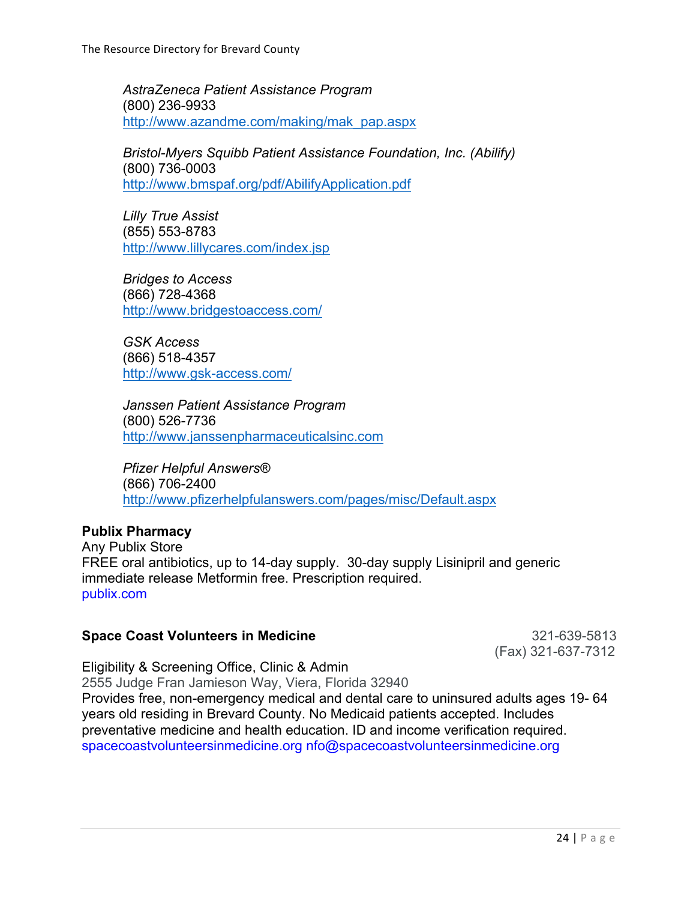*AstraZeneca Patient Assistance Program*
(800) 236-9933
http://www.azandme.com/making/mak_pap.aspx

*Bristol-Myers Squibb Patient Assistance Foundation, Inc. (Abilify)*
(800) 736-0003
http://www.bmspaf.org/pdf/AbilifyApplication.pdf

*Lilly True Assist*
(855) 553-8783
http://www.lillycares.com/index.jsp

*Bridges to Access*
(866) 728-4368
http://www.bridgestoaccess.com/

*GSK Access*
(866) 518-4357
http://www.gsk-access.com/

*Janssen Patient Assistance Program*
(800) 526-7736
http://www.janssenpharmaceuticalsinc.com

*Pfizer Helpful Answers®*
(866) 706-2400
http://www.pfizerhelpfulanswers.com/pages/misc/Default.aspx

**Publix Pharmacy**
Any Publix Store
FREE oral antibiotics, up to 14-day supply. 30-day supply Lisinipril and generic immediate release Metformin free. Prescription required.
publix.com

**Space Coast Volunteers in Medicine** 321-639-5813
(Fax) 321-637-7312

Eligibility & Screening Office, Clinic & Admin
2555 Judge Fran Jamieson Way, Viera, Florida 32940
Provides free, non-emergency medical and dental care to uninsured adults ages 19- 64 years old residing in Brevard County. No Medicaid patients accepted. Includes preventative medicine and health education. ID and income verification required.
spacecoastvolunteersinmedicine.org nfo@spacecoastvolunteersinmedicine.org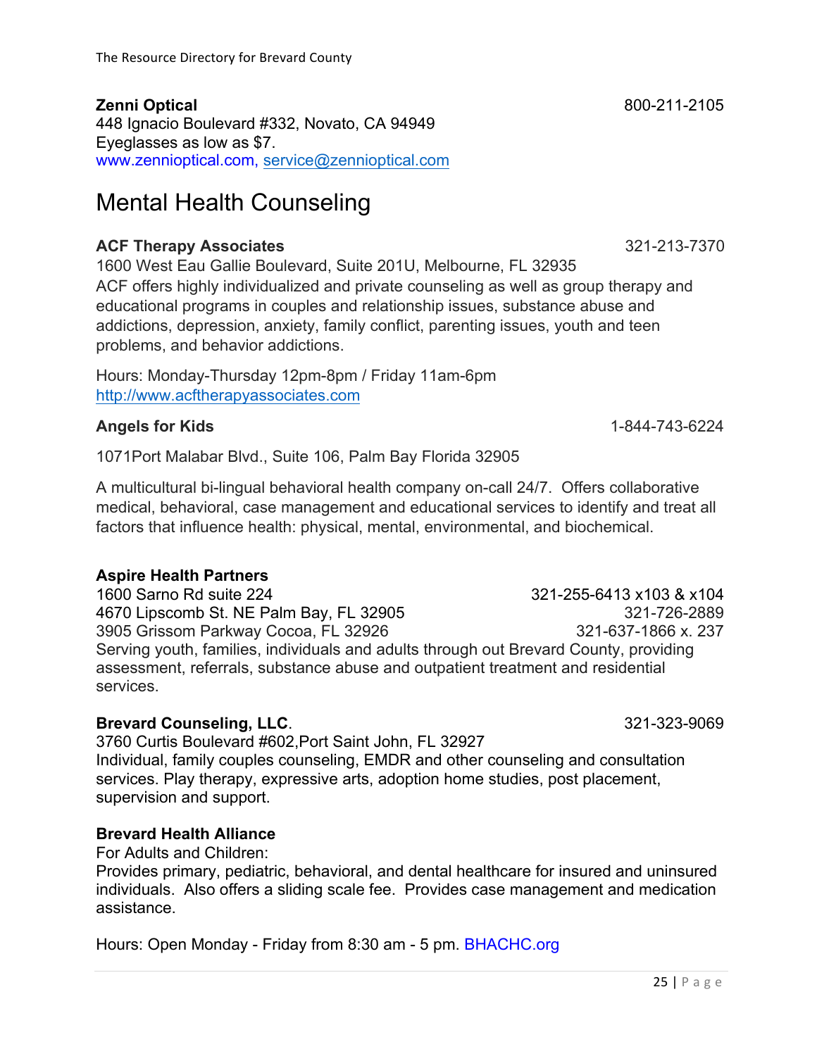**Zenni Optical** 800-211-2105
448 Ignacio Boulevard #332, Novato, CA 94949
Eyeglasses as low as $7.
www.zennioptical.com, service@zennioptical.com

# Mental Health Counseling

**ACF Therapy Associates** 321-213-7370
1600 West Eau Gallie Boulevard, Suite 201U, Melbourne, FL 32935
ACF offers highly individualized and private counseling as well as group therapy and educational programs in couples and relationship issues, substance abuse and addictions, depression, anxiety, family conflict, parenting issues, youth and teen problems, and behavior addictions.

Hours: Monday-Thursday 12pm-8pm / Friday 11am-6pm
http://www.acftherapyassociates.com

**Angels for Kids** 1-844-743-6224

1071Port Malabar Blvd., Suite 106, Palm Bay Florida 32905

A multicultural bi-lingual behavioral health company on-call 24/7. Offers collaborative medical, behavioral, case management and educational services to identify and treat all factors that influence health: physical, mental, environmental, and biochemical.

**Aspire Health Partners**
1600 Sarno Rd suite 224 321-255-6413 x103 & x104
4670 Lipscomb St. NE Palm Bay, FL 32905 321-726-2889
3905 Grissom Parkway Cocoa, FL 32926 321-637-1866 x. 237
Serving youth, families, individuals and adults through out Brevard County, providing assessment, referrals, substance abuse and outpatient treatment and residential services.

**Brevard Counseling, LLC**. 321-323-9069
3760 Curtis Boulevard #602,Port Saint John, FL 32927
Individual, family couples counseling, EMDR and other counseling and consultation services. Play therapy, expressive arts, adoption home studies, post placement, supervision and support.

**Brevard Health Alliance**
For Adults and Children:
Provides primary, pediatric, behavioral, and dental healthcare for insured and uninsured individuals. Also offers a sliding scale fee. Provides case management and medication assistance.

Hours: Open Monday - Friday from 8:30 am - 5 pm. BHACHC.org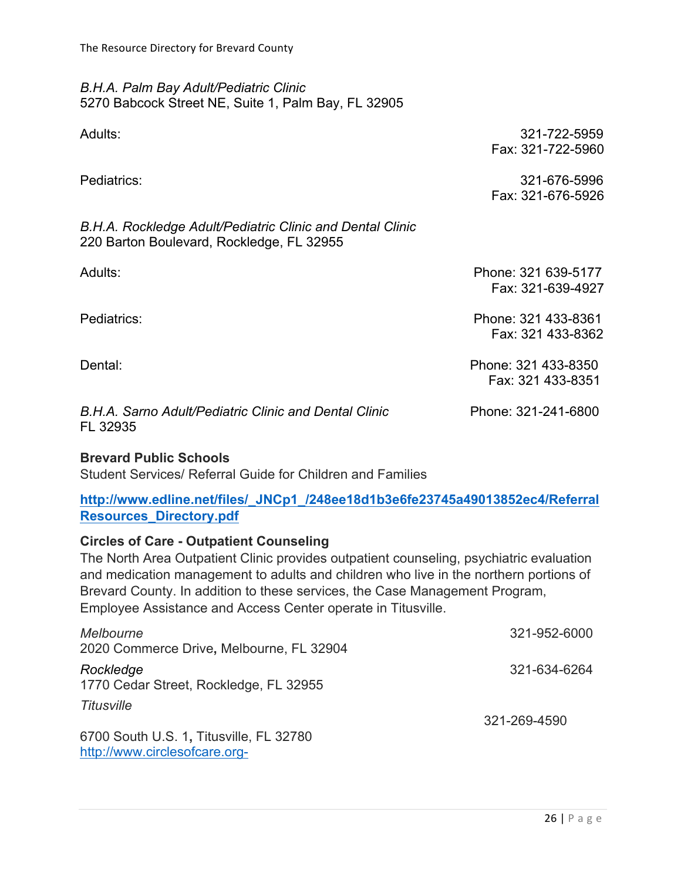*B.H.A. Palm Bay Adult/Pediatric Clinic*
5270 Babcock Street NE, Suite 1, Palm Bay, FL 32905

Adults: 321-722-5959
Fax: 321-722-5960

Pediatrics: 321-676-5996
Fax: 321-676-5926

*B.H.A. Rockledge Adult/Pediatric Clinic and Dental Clinic*
220 Barton Boulevard, Rockledge, FL 32955

Adults: Phone: 321 639-5177
Fax: 321-639-4927

Pediatrics: Phone: 321 433-8361
Fax: 321 433-8362

Dental: Phone: 321 433-8350
Fax: 321 433-8351

*B.H.A. Sarno Adult/Pediatric Clinic and Dental Clinic* Phone: 321-241-6800
FL 32935

**Brevard Public Schools**
Student Services/ Referral Guide for Children and Families

**http://www.edline.net/files/_JNCp1_/248ee18d1b3e6fe23745a49013852ec4/ReferralResources_Directory.pdf**

**Circles of Care - Outpatient Counseling**
The North Area Outpatient Clinic provides outpatient counseling, psychiatric evaluation and medication management to adults and children who live in the northern portions of Brevard County. In addition to these services, the Case Management Program, Employee Assistance and Access Center operate in Titusville.

*Melbourne* 321-952-6000
2020 Commerce Drive, Melbourne, FL 32904

*Rockledge* 321-634-6264
1770 Cedar Street, Rockledge, FL 32955

*Titusville* 321-269-4590
6700 South U.S. 1, Titusville, FL 32780
http://www.circlesofcare.org-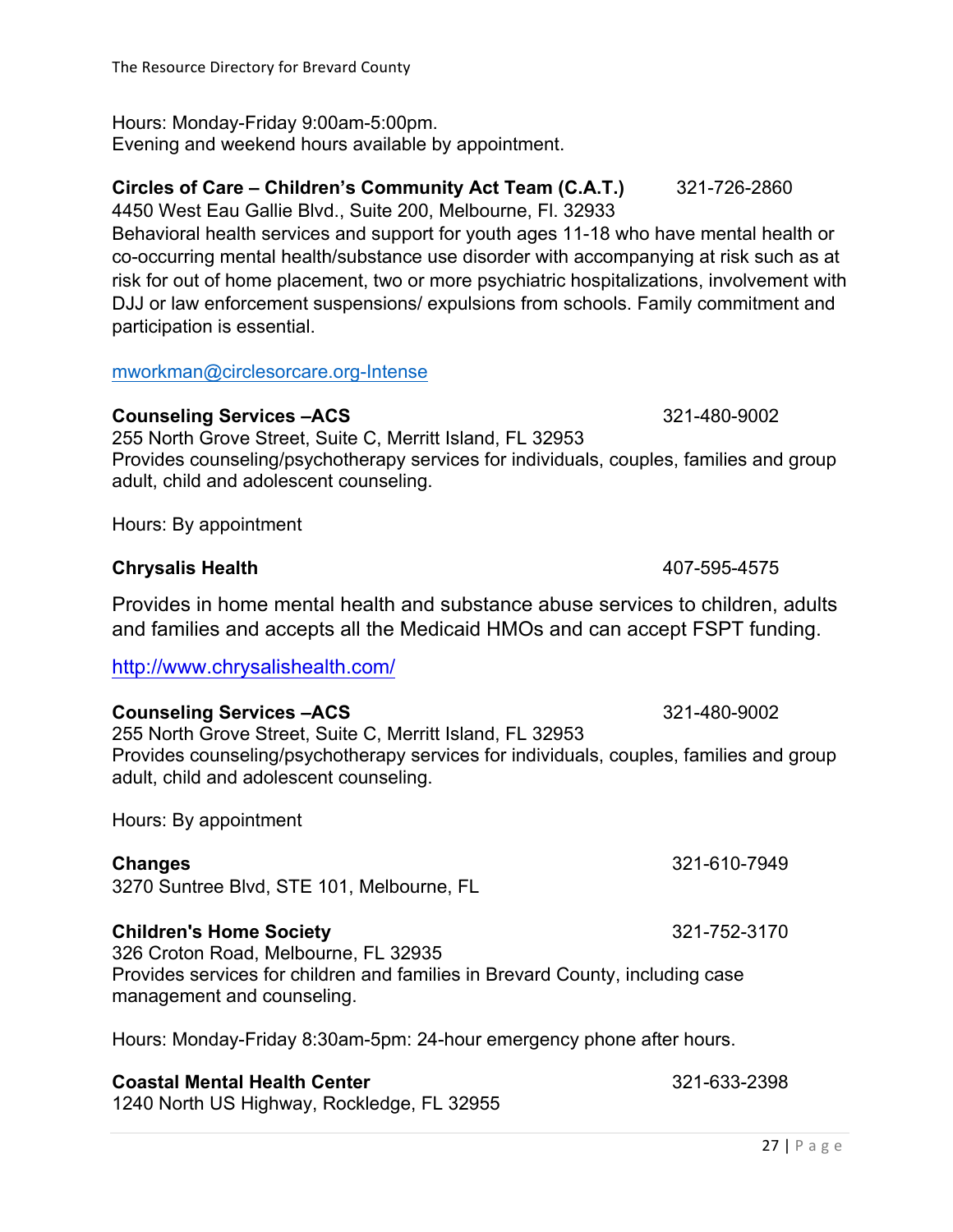Hours: Monday-Friday 9:00am-5:00pm.
Evening and weekend hours available by appointment.

**Circles of Care – Children's Community Act Team (C.A.T.)** 321-726-2860
4450 West Eau Gallie Blvd., Suite 200, Melbourne, Fl. 32933
Behavioral health services and support for youth ages 11-18 who have mental health or co-occurring mental health/substance use disorder with accompanying at risk such as at risk for out of home placement, two or more psychiatric hospitalizations, involvement with DJJ or law enforcement suspensions/ expulsions from schools. Family commitment and participation is essential.

mworkman@circlesorcare.org-Intense

**Counseling Services –ACS** 321-480-9002
255 North Grove Street, Suite C, Merritt Island, FL 32953
Provides counseling/psychotherapy services for individuals, couples, families and group adult, child and adolescent counseling.

Hours: By appointment

**Chrysalis Health** 407-595-4575

Provides in home mental health and substance abuse services to children, adults and families and accepts all the Medicaid HMOs and can accept FSPT funding.

http://www.chrysalishealth.com/

**Counseling Services –ACS** 321-480-9002
255 North Grove Street, Suite C, Merritt Island, FL 32953
Provides counseling/psychotherapy services for individuals, couples, families and group adult, child and adolescent counseling.

Hours: By appointment

**Changes** 321-610-7949
3270 Suntree Blvd, STE 101, Melbourne, FL

**Children's Home Society** 321-752-3170
326 Croton Road, Melbourne, FL 32935
Provides services for children and families in Brevard County, including case management and counseling.

Hours: Monday-Friday 8:30am-5pm: 24-hour emergency phone after hours.

**Coastal Mental Health Center** 321-633-2398
1240 North US Highway, Rockledge, FL 32955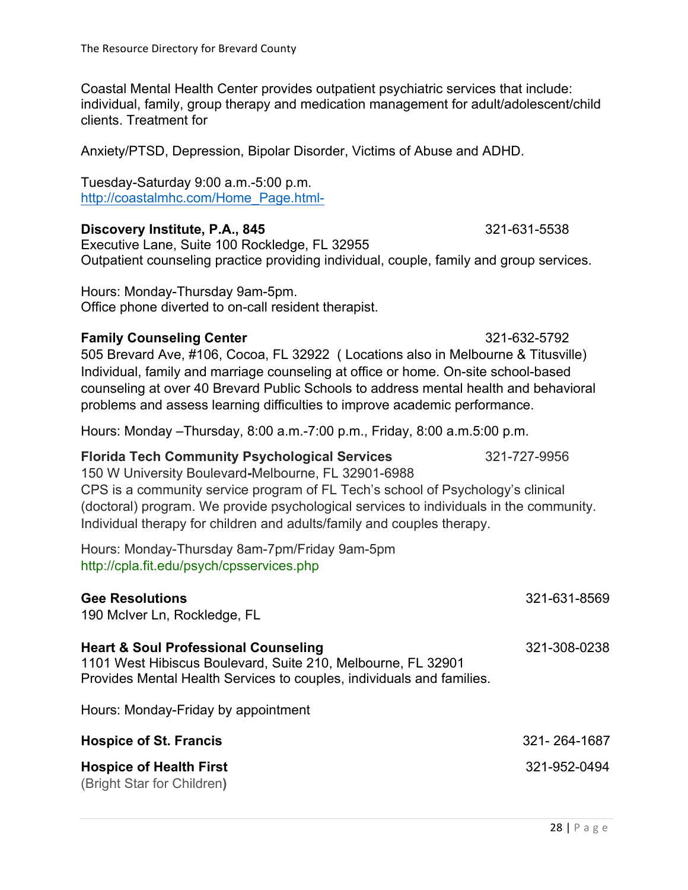Coastal Mental Health Center provides outpatient psychiatric services that include: individual, family, group therapy and medication management for adult/adolescent/child clients. Treatment for

Anxiety/PTSD, Depression, Bipolar Disorder, Victims of Abuse and ADHD.

Tuesday-Saturday 9:00 a.m.-5:00 p.m.
http://coastalmhc.com/Home_Page.html-

**Discovery Institute, P.A., 845** 321-631-5538
Executive Lane, Suite 100 Rockledge, FL 32955
Outpatient counseling practice providing individual, couple, family and group services.

Hours: Monday-Thursday 9am-5pm.
Office phone diverted to on-call resident therapist.

**Family Counseling Center** 321-632-5792
505 Brevard Ave, #106, Cocoa, FL 32922 ( Locations also in Melbourne & Titusville)
Individual, family and marriage counseling at office or home. On-site school-based counseling at over 40 Brevard Public Schools to address mental health and behavioral problems and assess learning difficulties to improve academic performance.

Hours: Monday –Thursday, 8:00 a.m.-7:00 p.m., Friday, 8:00 a.m.5:00 p.m.

**Florida Tech Community Psychological Services** 321-727-9956
150 W University Boulevard-Melbourne, FL 32901-6988
CPS is a community service program of FL Tech's school of Psychology's clinical (doctoral) program. We provide psychological services to individuals in the community. Individual therapy for children and adults/family and couples therapy.

Hours: Monday-Thursday 8am-7pm/Friday 9am-5pm
http://cpla.fit.edu/psych/cpsservices.php

**Gee Resolutions** 321-631-8569
190 McIver Ln, Rockledge, FL

**Heart & Soul Professional Counseling** 321-308-0238
1101 West Hibiscus Boulevard, Suite 210, Melbourne, FL 32901
Provides Mental Health Services to couples, individuals and families.

Hours: Monday-Friday by appointment

**Hospice of St. Francis** 321- 264-1687

**Hospice of Health First** 321-952-0494
(Bright Star for Children)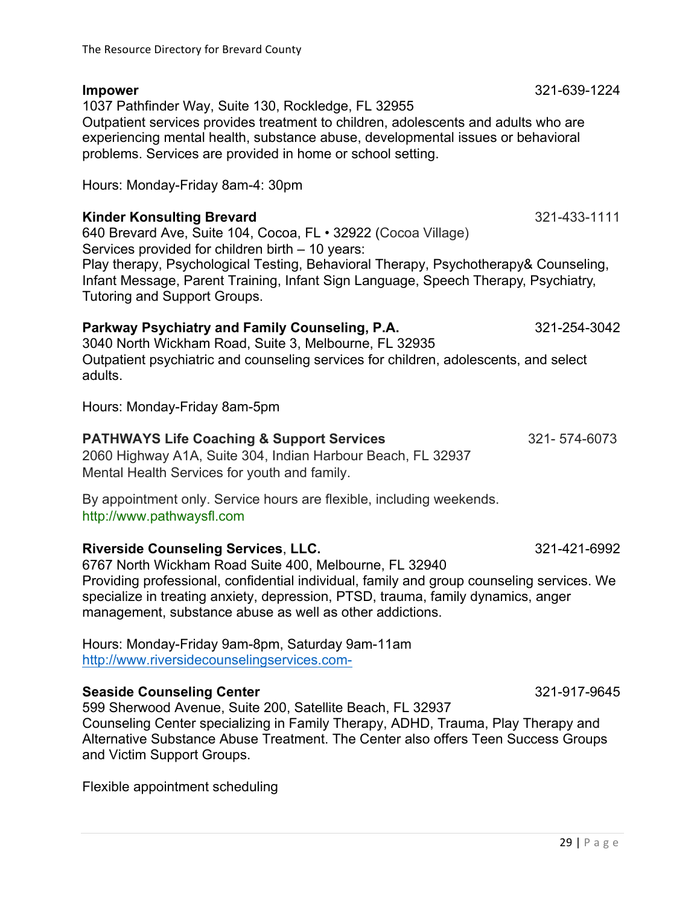**Impower** 321-639-1224
1037 Pathfinder Way, Suite 130, Rockledge, FL 32955
Outpatient services provides treatment to children, adolescents and adults who are experiencing mental health, substance abuse, developmental issues or behavioral problems. Services are provided in home or school setting.

Hours: Monday-Friday 8am-4: 30pm

**Kinder Konsulting Brevard** 321-433-1111
640 Brevard Ave, Suite 104, Cocoa, FL • 32922 (Cocoa Village)
Services provided for children birth – 10 years:
Play therapy, Psychological Testing, Behavioral Therapy, Psychotherapy& Counseling, Infant Message, Parent Training, Infant Sign Language, Speech Therapy, Psychiatry, Tutoring and Support Groups.

**Parkway Psychiatry and Family Counseling, P.A.** 321-254-3042
3040 North Wickham Road, Suite 3, Melbourne, FL 32935
Outpatient psychiatric and counseling services for children, adolescents, and select adults.

Hours: Monday-Friday 8am-5pm

**PATHWAYS Life Coaching & Support Services** 321- 574-6073
2060 Highway A1A, Suite 304, Indian Harbour Beach, FL 32937
Mental Health Services for youth and family.

By appointment only. Service hours are flexible, including weekends.
http://www.pathwaysfl.com

**Riverside Counseling Services**, **LLC.** 321-421-6992
6767 North Wickham Road Suite 400, Melbourne, FL 32940
Providing professional, confidential individual, family and group counseling services. We specialize in treating anxiety, depression, PTSD, trauma, family dynamics, anger management, substance abuse as well as other addictions.

Hours: Monday-Friday 9am-8pm, Saturday 9am-11am
http://www.riversidecounselingservices.com-

**Seaside Counseling Center** 321-917-9645
599 Sherwood Avenue, Suite 200, Satellite Beach, FL 32937
Counseling Center specializing in Family Therapy, ADHD, Trauma, Play Therapy and Alternative Substance Abuse Treatment. The Center also offers Teen Success Groups and Victim Support Groups.

Flexible appointment scheduling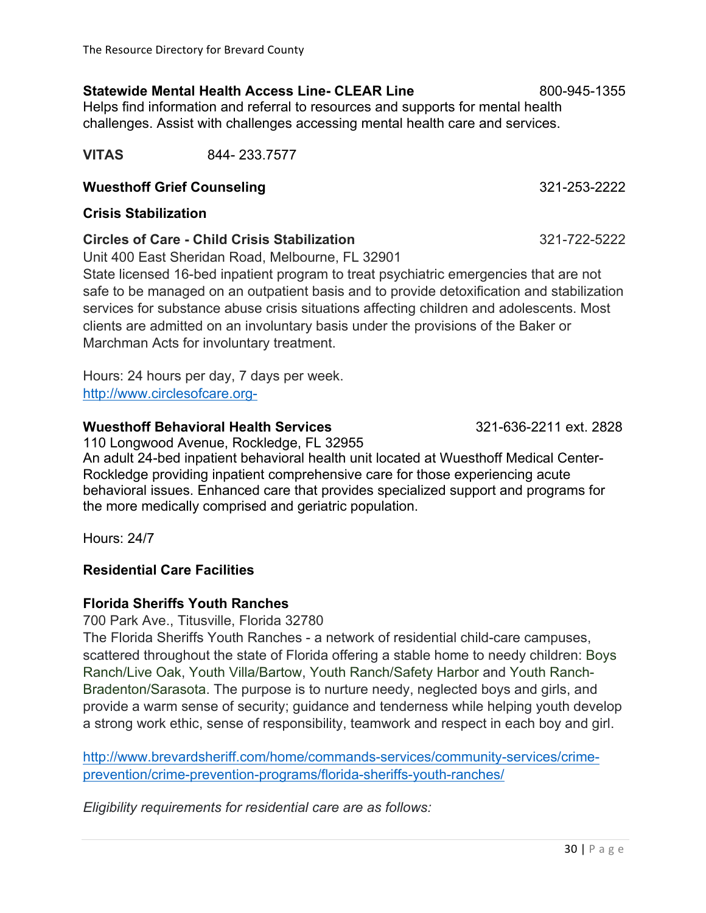**Statewide Mental Health Access Line- CLEAR Line** 800-945-1355

Helps find information and referral to resources and supports for mental health challenges. Assist with challenges accessing mental health care and services.

**VITAS** 844- 233.7577

**Wuesthoff Grief Counseling** 321-253-2222

**Crisis Stabilization**

**Circles of Care - Child Crisis Stabilization** 321-722-5222

Unit 400 East Sheridan Road, Melbourne, FL 32901

State licensed 16-bed inpatient program to treat psychiatric emergencies that are not safe to be managed on an outpatient basis and to provide detoxification and stabilization services for substance abuse crisis situations affecting children and adolescents. Most clients are admitted on an involuntary basis under the provisions of the Baker or Marchman Acts for involuntary treatment.

Hours: 24 hours per day, 7 days per week.
http://www.circlesofcare.org-

**Wuesthoff Behavioral Health Services** 321-636-2211 ext. 2828

110 Longwood Avenue, Rockledge, FL 32955

An adult 24-bed inpatient behavioral health unit located at Wuesthoff Medical Center-Rockledge providing inpatient comprehensive care for those experiencing acute behavioral issues. Enhanced care that provides specialized support and programs for the more medically comprised and geriatric population.

Hours: 24/7

**Residential Care Facilities**

**Florida Sheriffs Youth Ranches**

700 Park Ave., Titusville, Florida 32780

The Florida Sheriffs Youth Ranches - a network of residential child-care campuses, scattered throughout the state of Florida offering a stable home to needy children: Boys Ranch/Live Oak, Youth Villa/Bartow, Youth Ranch/Safety Harbor and Youth Ranch-Bradenton/Sarasota. The purpose is to nurture needy, neglected boys and girls, and provide a warm sense of security; guidance and tenderness while helping youth develop a strong work ethic, sense of responsibility, teamwork and respect in each boy and girl.

http://www.brevardsheriff.com/home/commands-services/community-services/crime-prevention/crime-prevention-programs/florida-sheriffs-youth-ranches/

*Eligibility requirements for residential care are as follows:*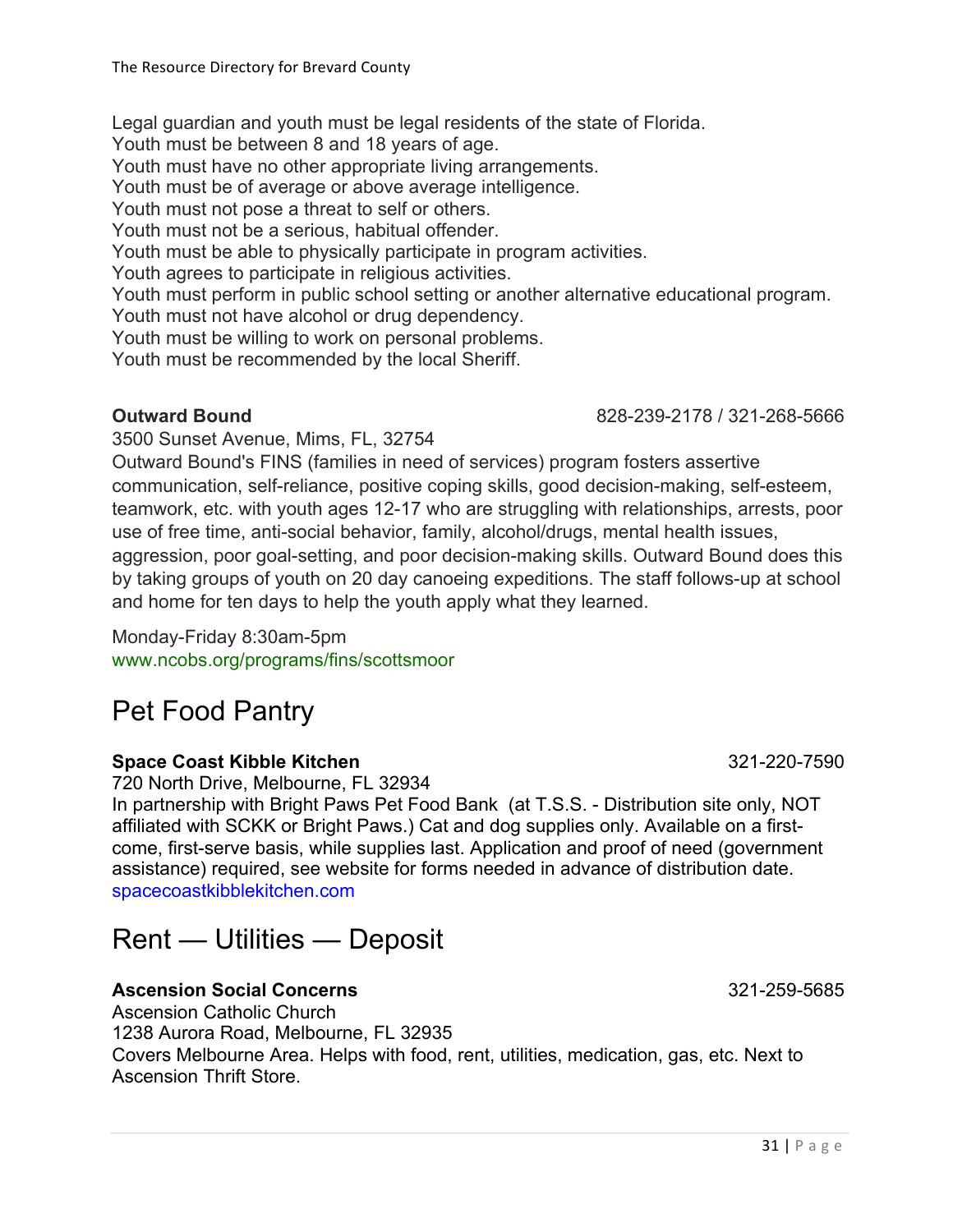Legal guardian and youth must be legal residents of the state of Florida.
Youth must be between 8 and 18 years of age.
Youth must have no other appropriate living arrangements.
Youth must be of average or above average intelligence.
Youth must not pose a threat to self or others.
Youth must not be a serious, habitual offender.
Youth must be able to physically participate in program activities.
Youth agrees to participate in religious activities.
Youth must perform in public school setting or another alternative educational program.
Youth must not have alcohol or drug dependency.
Youth must be willing to work on personal problems.
Youth must be recommended by the local Sheriff.

**Outward Bound** 828-239-2178 / 321-268-5666
3500 Sunset Avenue, Mims, FL, 32754
Outward Bound's FINS (families in need of services) program fosters assertive communication, self-reliance, positive coping skills, good decision-making, self-esteem, teamwork, etc. with youth ages 12-17 who are struggling with relationships, arrests, poor use of free time, anti-social behavior, family, alcohol/drugs, mental health issues, aggression, poor goal-setting, and poor decision-making skills. Outward Bound does this by taking groups of youth on 20 day canoeing expeditions. The staff follows-up at school and home for ten days to help the youth apply what they learned.

Monday-Friday 8:30am-5pm
www.ncobs.org/programs/fins/scottsmoor

# Pet Food Pantry

**Space Coast Kibble Kitchen** 321-220-7590
720 North Drive, Melbourne, FL 32934
In partnership with Bright Paws Pet Food Bank (at T.S.S. - Distribution site only, NOT affiliated with SCKK or Bright Paws.) Cat and dog supplies only. Available on a first-come, first-serve basis, while supplies last. Application and proof of need (government assistance) required, see website for forms needed in advance of distribution date.
spacecoastkibblekitchen.com

# Rent — Utilities — Deposit

**Ascension Social Concerns** 321-259-5685
Ascension Catholic Church
1238 Aurora Road, Melbourne, FL 32935
Covers Melbourne Area. Helps with food, rent, utilities, medication, gas, etc. Next to Ascension Thrift Store.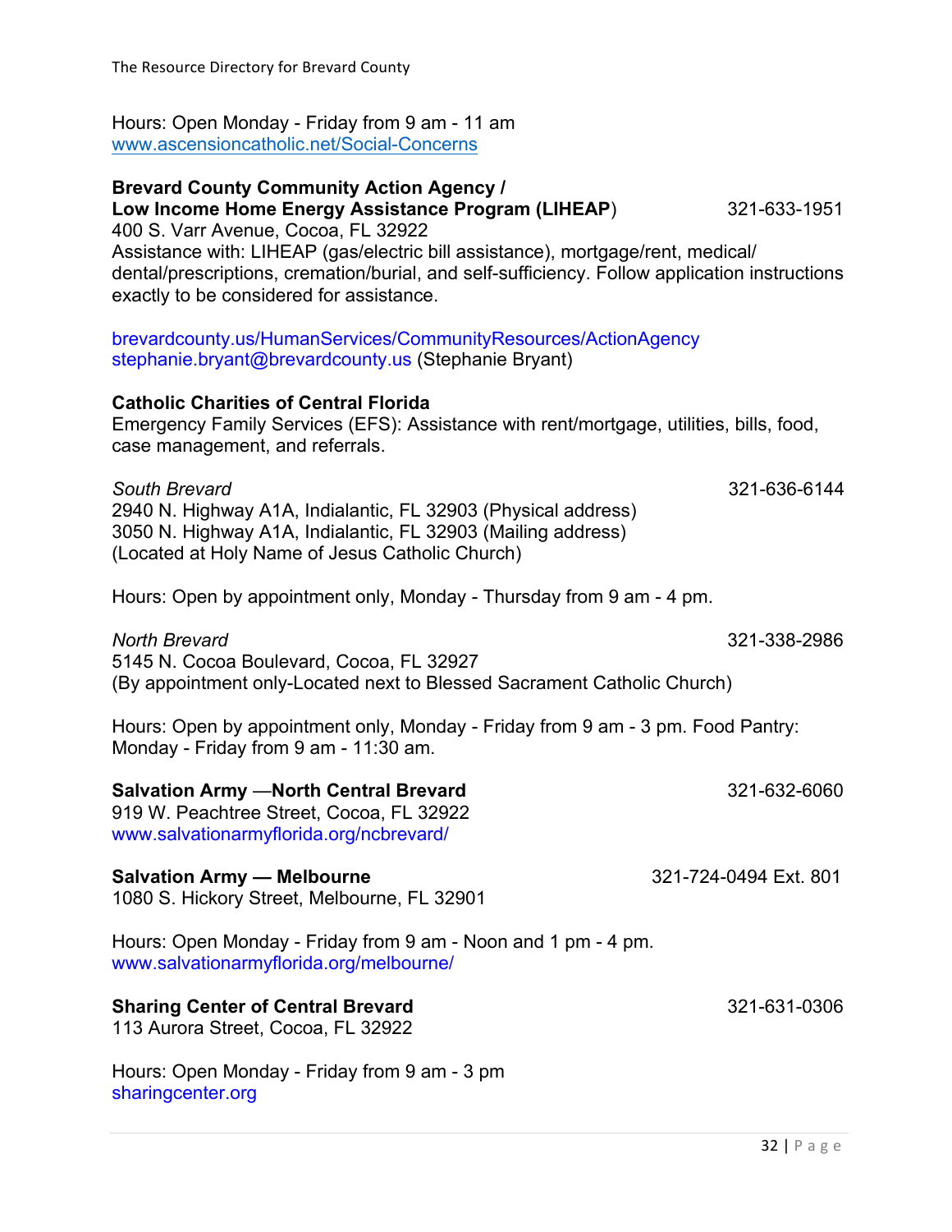Hours: Open Monday - Friday from 9 am - 11 am
www.ascensioncatholic.net/Social-Concerns

**Brevard County Community Action Agency /**
**Low Income Home Energy Assistance Program (LIHEAP)** 321-633-1951
400 S. Varr Avenue, Cocoa, FL 32922
Assistance with: LIHEAP (gas/electric bill assistance), mortgage/rent, medical/dental/prescriptions, cremation/burial, and self-sufficiency. Follow application instructions exactly to be considered for assistance.

brevardcounty.us/HumanServices/CommunityResources/ActionAgency
stephanie.bryant@brevardcounty.us (Stephanie Bryant)

**Catholic Charities of Central Florida**
Emergency Family Services (EFS): Assistance with rent/mortgage, utilities, bills, food, case management, and referrals.

*South Brevard* 321-636-6144
2940 N. Highway A1A, Indialantic, FL 32903 (Physical address)
3050 N. Highway A1A, Indialantic, FL 32903 (Mailing address)
(Located at Holy Name of Jesus Catholic Church)

Hours: Open by appointment only, Monday - Thursday from 9 am - 4 pm.

*North Brevard* 321-338-2986
5145 N. Cocoa Boulevard, Cocoa, FL 32927
(By appointment only-Located next to Blessed Sacrament Catholic Church)

Hours: Open by appointment only, Monday - Friday from 9 am - 3 pm. Food Pantry: Monday - Friday from 9 am - 11:30 am.

**Salvation Army —North Central Brevard** 321-632-6060
919 W. Peachtree Street, Cocoa, FL 32922
www.salvationarmyflorida.org/ncbrevard/

**Salvation Army — Melbourne** 321-724-0494 Ext. 801
1080 S. Hickory Street, Melbourne, FL 32901

Hours: Open Monday - Friday from 9 am - Noon and 1 pm - 4 pm.
www.salvationarmyflorida.org/melbourne/

**Sharing Center of Central Brevard** 321-631-0306
113 Aurora Street, Cocoa, FL 32922

Hours: Open Monday - Friday from 9 am - 3 pm
sharingcenter.org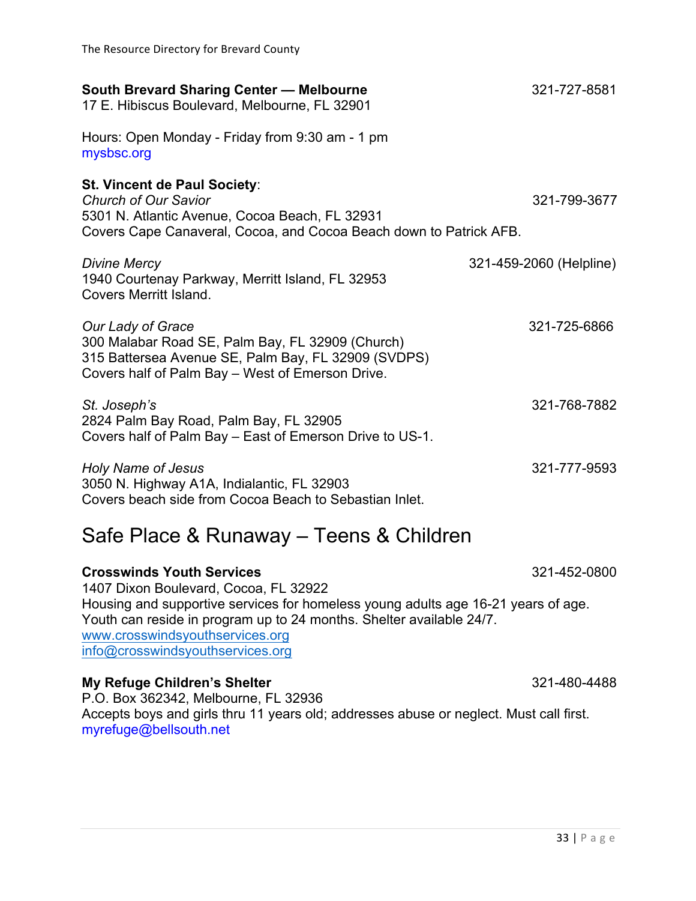**South Brevard Sharing Center — Melbourne** 321-727-8581
17 E. Hibiscus Boulevard, Melbourne, FL 32901

Hours: Open Monday - Friday from 9:30 am - 1 pm
mysbsc.org

**St. Vincent de Paul Society**:
*Church of Our Savior* 321-799-3677
5301 N. Atlantic Avenue, Cocoa Beach, FL 32931
Covers Cape Canaveral, Cocoa, and Cocoa Beach down to Patrick AFB.

*Divine Mercy* 321-459-2060 (Helpline)
1940 Courtenay Parkway, Merritt Island, FL 32953
Covers Merritt Island.

*Our Lady of Grace* 321-725-6866
300 Malabar Road SE, Palm Bay, FL 32909 (Church)
315 Battersea Avenue SE, Palm Bay, FL 32909 (SVDPS)
Covers half of Palm Bay – West of Emerson Drive.

*St. Joseph's* 321-768-7882
2824 Palm Bay Road, Palm Bay, FL 32905
Covers half of Palm Bay – East of Emerson Drive to US-1.

*Holy Name of Jesus* 321-777-9593
3050 N. Highway A1A, Indialantic, FL 32903
Covers beach side from Cocoa Beach to Sebastian Inlet.

## Safe Place & Runaway – Teens & Children

**Crosswinds Youth Services** 321-452-0800
1407 Dixon Boulevard, Cocoa, FL 32922
Housing and supportive services for homeless young adults age 16-21 years of age. Youth can reside in program up to 24 months. Shelter available 24/7.
www.crosswindsyouthservices.org
info@crosswindsyouthservices.org

**My Refuge Children's Shelter** 321-480-4488
P.O. Box 362342, Melbourne, FL 32936
Accepts boys and girls thru 11 years old; addresses abuse or neglect. Must call first.
myrefuge@bellsouth.net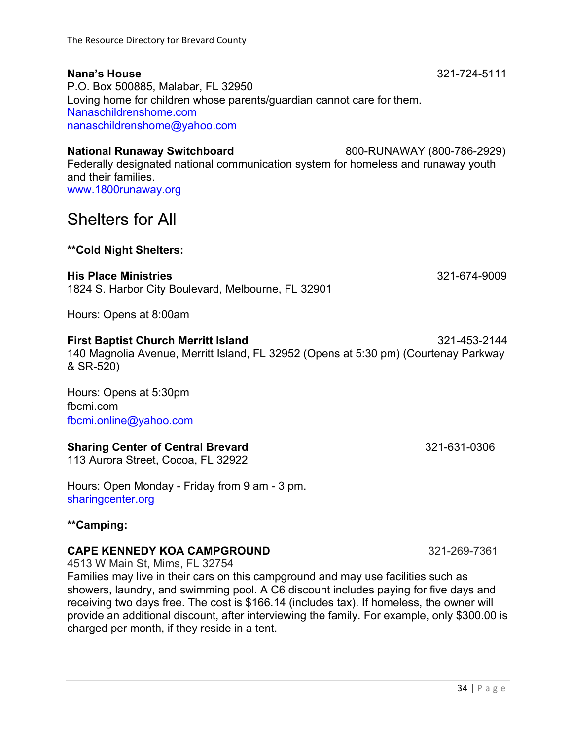**Nana's House** 321-724-5111
P.O. Box 500885, Malabar, FL 32950
Loving home for children whose parents/guardian cannot care for them.
Nanaschildrenshome.com
nanaschildrenshome@yahoo.com

**National Runaway Switchboard** 800-RUNAWAY (800-786-2929)
Federally designated national communication system for homeless and runaway youth and their families.
www.1800runaway.org

## Shelters for All

****Cold Night Shelters:**

**His Place Ministries** 321-674-9009
1824 S. Harbor City Boulevard, Melbourne, FL 32901

Hours: Opens at 8:00am

**First Baptist Church Merritt Island** 321-453-2144
140 Magnolia Avenue, Merritt Island, FL 32952 (Opens at 5:30 pm) (Courtenay Parkway & SR-520)

Hours: Opens at 5:30pm
fbcmi.com
fbcmi.online@yahoo.com

**Sharing Center of Central Brevard** 321-631-0306
113 Aurora Street, Cocoa, FL 32922

Hours: Open Monday - Friday from 9 am - 3 pm.
sharingcenter.org

****Camping:**

**CAPE KENNEDY KOA CAMPGROUND** 321-269-7361
4513 W Main St, Mims, FL 32754
Families may live in their cars on this campground and may use facilities such as showers, laundry, and swimming pool. A C6 discount includes paying for five days and receiving two days free. The cost is $166.14 (includes tax). If homeless, the owner will provide an additional discount, after interviewing the family. For example, only $300.00 is charged per month, if they reside in a tent.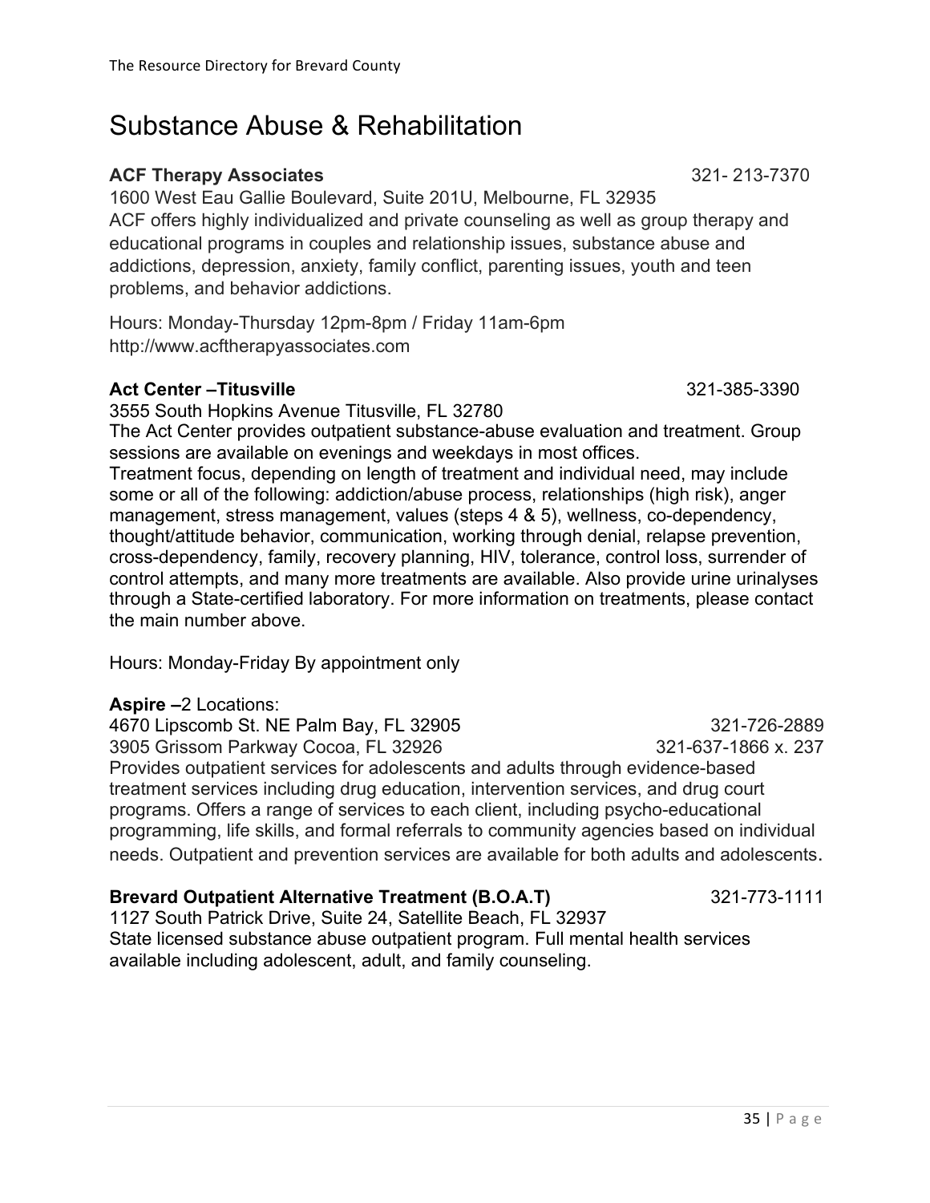# Substance Abuse & Rehabilitation

**ACF Therapy Associates** 321- 213-7370

1600 West Eau Gallie Boulevard, Suite 201U, Melbourne, FL 32935

ACF offers highly individualized and private counseling as well as group therapy and educational programs in couples and relationship issues, substance abuse and addictions, depression, anxiety, family conflict, parenting issues, youth and teen problems, and behavior addictions.

Hours: Monday-Thursday 12pm-8pm / Friday 11am-6pm
http://www.acftherapyassociates.com

**Act Center –Titusville** 321-385-3390

3555 South Hopkins Avenue Titusville, FL 32780

The Act Center provides outpatient substance-abuse evaluation and treatment. Group sessions are available on evenings and weekdays in most offices.
Treatment focus, depending on length of treatment and individual need, may include some or all of the following: addiction/abuse process, relationships (high risk), anger management, stress management, values (steps 4 & 5), wellness, co-dependency, thought/attitude behavior, communication, working through denial, relapse prevention, cross-dependency, family, recovery planning, HIV, tolerance, control loss, surrender of control attempts, and many more treatments are available. Also provide urine urinalyses through a State-certified laboratory. For more information on treatments, please contact the main number above.

Hours: Monday-Friday By appointment only

**Aspire –**2 Locations:

4670 Lipscomb St. NE Palm Bay, FL 32905 321-726-2889
3905 Grissom Parkway Cocoa, FL 32926 321-637-1866 x. 237

Provides outpatient services for adolescents and adults through evidence-based treatment services including drug education, intervention services, and drug court programs. Offers a range of services to each client, including psycho-educational programming, life skills, and formal referrals to community agencies based on individual needs. Outpatient and prevention services are available for both adults and adolescents.

**Brevard Outpatient Alternative Treatment (B.O.A.T)** 321-773-1111

1127 South Patrick Drive, Suite 24, Satellite Beach, FL 32937

State licensed substance abuse outpatient program. Full mental health services available including adolescent, adult, and family counseling.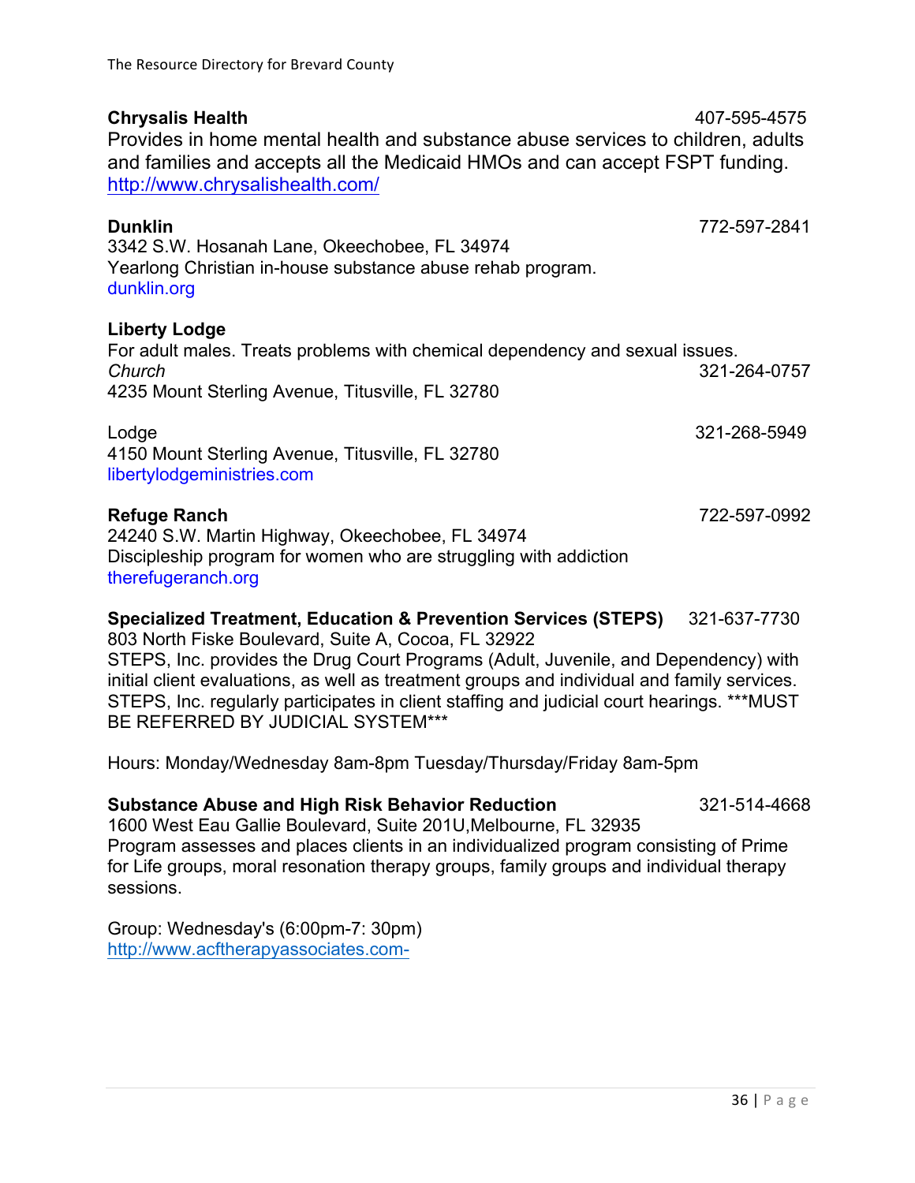**Chrysalis Health** 407-595-4575

Provides in home mental health and substance abuse services to children, adults and families and accepts all the Medicaid HMOs and can accept FSPT funding.
http://www.chrysalishealth.com/

**Dunklin** 772-597-2841

3342 S.W. Hosanah Lane, Okeechobee, FL 34974
Yearlong Christian in-house substance abuse rehab program.
dunklin.org

**Liberty Lodge**

For adult males. Treats problems with chemical dependency and sexual issues.

*Church* 321-264-0757

4235 Mount Sterling Avenue, Titusville, FL 32780

Lodge 321-268-5949

4150 Mount Sterling Avenue, Titusville, FL 32780
libertylodgeministries.com

**Refuge Ranch** 722-597-0992

24240 S.W. Martin Highway, Okeechobee, FL 34974
Discipleship program for women who are struggling with addiction
therefugeranch.org

**Specialized Treatment, Education & Prevention Services (STEPS)** 321-637-7730

803 North Fiske Boulevard, Suite A, Cocoa, FL 32922
STEPS, Inc. provides the Drug Court Programs (Adult, Juvenile, and Dependency) with initial client evaluations, as well as treatment groups and individual and family services. STEPS, Inc. regularly participates in client staffing and judicial court hearings. ***MUST BE REFERRED BY JUDICIAL SYSTEM***

Hours: Monday/Wednesday 8am-8pm Tuesday/Thursday/Friday 8am-5pm

**Substance Abuse and High Risk Behavior Reduction** 321-514-4668

1600 West Eau Gallie Boulevard, Suite 201U,Melbourne, FL 32935
Program assesses and places clients in an individualized program consisting of Prime for Life groups, moral resonation therapy groups, family groups and individual therapy sessions.

Group: Wednesday's (6:00pm-7: 30pm)
http://www.acftherapyassociates.com-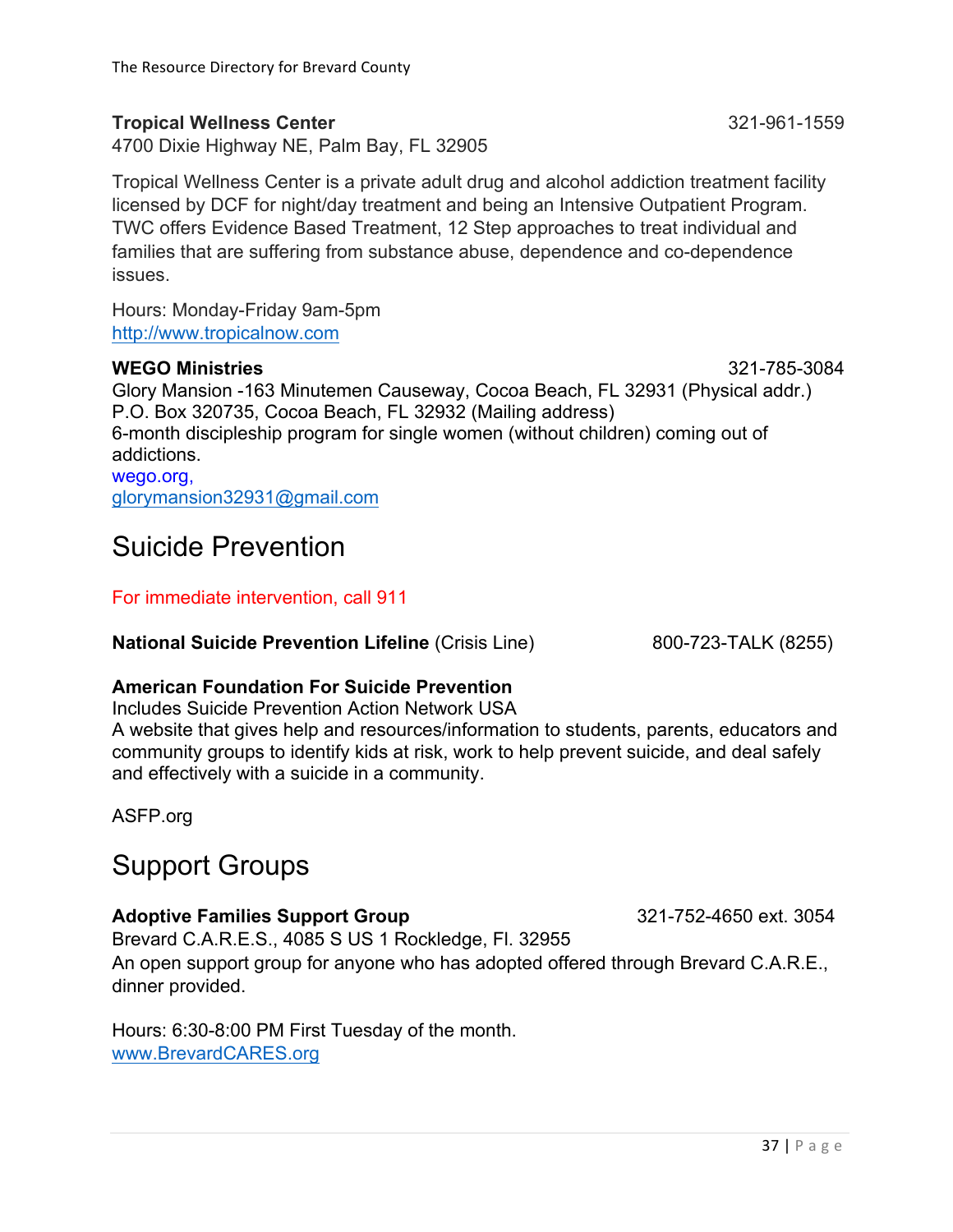**Tropical Wellness Center** 321-961-1559
4700 Dixie Highway NE, Palm Bay, FL 32905

Tropical Wellness Center is a private adult drug and alcohol addiction treatment facility licensed by DCF for night/day treatment and being an Intensive Outpatient Program. TWC offers Evidence Based Treatment, 12 Step approaches to treat individual and families that are suffering from substance abuse, dependence and co-dependence issues.

Hours: Monday-Friday 9am-5pm
http://www.tropicalnow.com

**WEGO Ministries** 321-785-3084
Glory Mansion -163 Minutemen Causeway, Cocoa Beach, FL 32931 (Physical addr.)
P.O. Box 320735, Cocoa Beach, FL 32932 (Mailing address)
6-month discipleship program for single women (without children) coming out of addictions.
wego.org,
glorymansion32931@gmail.com

# Suicide Prevention

For immediate intervention, call 911

**National Suicide Prevention Lifeline** (Crisis Line) 800-723-TALK (8255)

**American Foundation For Suicide Prevention**
Includes Suicide Prevention Action Network USA
A website that gives help and resources/information to students, parents, educators and community groups to identify kids at risk, work to help prevent suicide, and deal safely and effectively with a suicide in a community.

ASFP.org

# Support Groups

**Adoptive Families Support Group** 321-752-4650 ext. 3054
Brevard C.A.R.E.S., 4085 S US 1 Rockledge, Fl. 32955
An open support group for anyone who has adopted offered through Brevard C.A.R.E., dinner provided.

Hours: 6:30-8:00 PM First Tuesday of the month.
www.BrevardCARES.org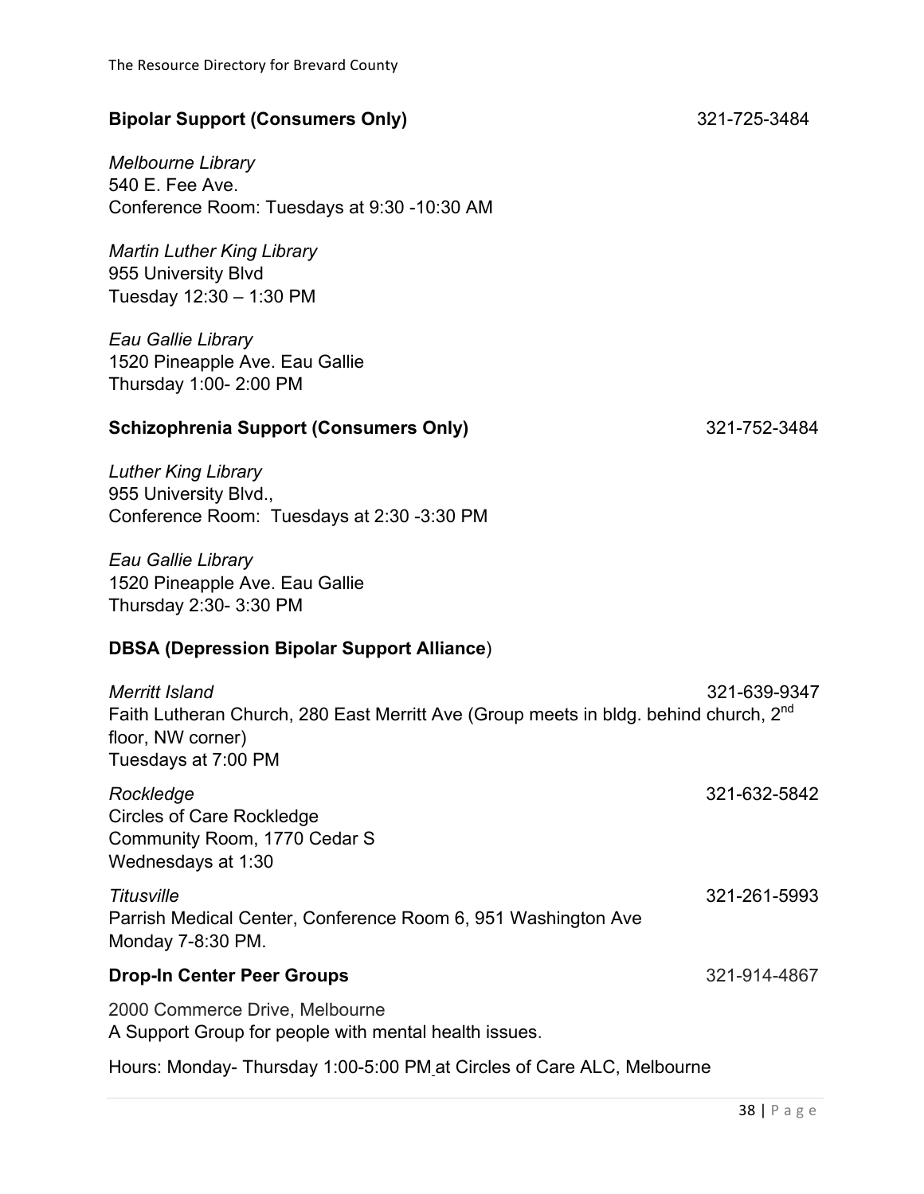**Bipolar Support (Consumers Only)** 321-725-3484

*Melbourne Library*
540 E. Fee Ave.
Conference Room: Tuesdays at 9:30 -10:30 AM

*Martin Luther King Library*
955 University Blvd
Tuesday 12:30 – 1:30 PM

*Eau Gallie Library*
1520 Pineapple Ave. Eau Gallie
Thursday 1:00- 2:00 PM

**Schizophrenia Support (Consumers Only)** 321-752-3484

*Luther King Library*
955 University Blvd.,
Conference Room: Tuesdays at 2:30 -3:30 PM

*Eau Gallie Library*
1520 Pineapple Ave. Eau Gallie
Thursday 2:30- 3:30 PM

**DBSA (Depression Bipolar Support Alliance**)

*Merritt Island* 321-639-9347
Faith Lutheran Church, 280 East Merritt Ave (Group meets in bldg. behind church, 2nd floor, NW corner)
Tuesdays at 7:00 PM

*Rockledge* 321-632-5842
Circles of Care Rockledge
Community Room, 1770 Cedar S
Wednesdays at 1:30

*Titusville* 321-261-5993
Parrish Medical Center, Conference Room 6, 951 Washington Ave
Monday 7-8:30 PM.

**Drop-In Center Peer Groups** 321-914-4867

2000 Commerce Drive, Melbourne
A Support Group for people with mental health issues.

Hours: Monday- Thursday 1:00-5:00 PM at Circles of Care ALC, Melbourne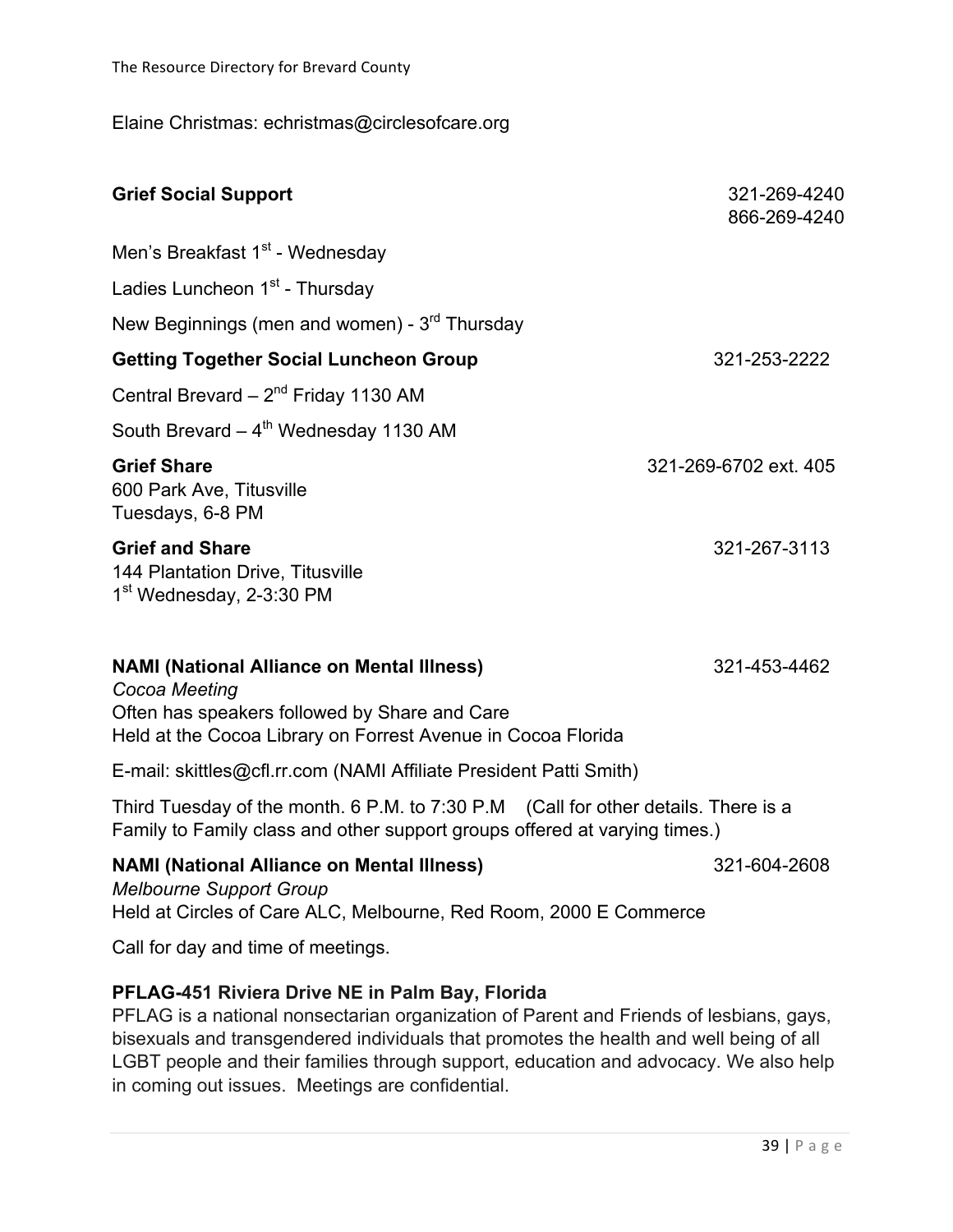Elaine Christmas: echristmas@circlesofcare.org

**Grief Social Support** 321-269-4240
866-269-4240

Men's Breakfast 1st - Wednesday

Ladies Luncheon 1st - Thursday

New Beginnings (men and women) - 3rd Thursday

**Getting Together Social Luncheon Group** 321-253-2222

Central Brevard – 2nd Friday 1130 AM

South Brevard – 4th Wednesday 1130 AM

**Grief Share** 321-269-6702 ext. 405
600 Park Ave, Titusville
Tuesdays, 6-8 PM

**Grief and Share** 321-267-3113
144 Plantation Drive, Titusville
1st Wednesday, 2-3:30 PM

**NAMI (National Alliance on Mental Illness)** 321-453-4462
*Cocoa Meeting*
Often has speakers followed by Share and Care
Held at the Cocoa Library on Forrest Avenue in Cocoa Florida

E-mail: skittles@cfl.rr.com (NAMI Affiliate President Patti Smith)

Third Tuesday of the month. 6 P.M. to 7:30 P.M (Call for other details. There is a Family to Family class and other support groups offered at varying times.)

**NAMI (National Alliance on Mental Illness)** 321-604-2608
*Melbourne Support Group*
Held at Circles of Care ALC, Melbourne, Red Room, 2000 E Commerce

Call for day and time of meetings.

**PFLAG-451 Riviera Drive NE in Palm Bay, Florida**
PFLAG is a national nonsectarian organization of Parent and Friends of lesbians, gays, bisexuals and transgendered individuals that promotes the health and well being of all LGBT people and their families through support, education and advocacy. We also help in coming out issues. Meetings are confidential.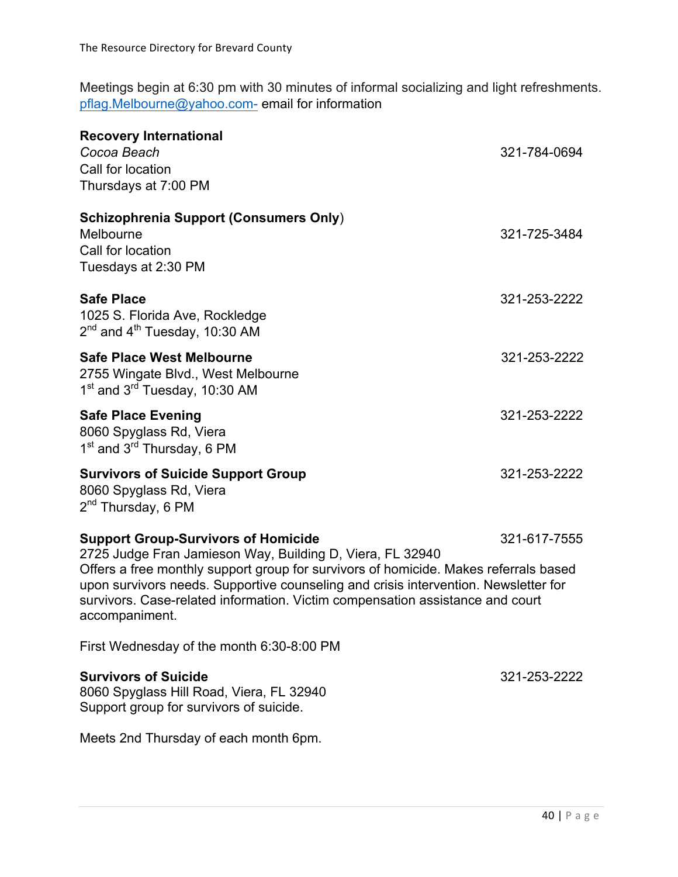Meetings begin at 6:30 pm with 30 minutes of informal socializing and light refreshments. pflag.Melbourne@yahoo.com- email for information

**Recovery International**
*Cocoa Beach*
Call for location
Thursdays at 7:00 PM

321-784-0694

**Schizophrenia Support (Consumers Only**)
Melbourne
Call for location
Tuesdays at 2:30 PM

321-725-3484

**Safe Place**
1025 S. Florida Ave, Rockledge
2nd and 4th Tuesday, 10:30 AM

321-253-2222

**Safe Place West Melbourne**
2755 Wingate Blvd., West Melbourne
1st and 3rd Tuesday, 10:30 AM

321-253-2222

**Safe Place Evening**
8060 Spyglass Rd, Viera
1st and 3rd Thursday, 6 PM

321-253-2222

**Survivors of Suicide Support Group**
8060 Spyglass Rd, Viera
2nd Thursday, 6 PM

321-253-2222

**Support Group-Survivors of Homicide**
2725 Judge Fran Jamieson Way, Building D, Viera, FL 32940
Offers a free monthly support group for survivors of homicide. Makes referrals based upon survivors needs. Supportive counseling and crisis intervention. Newsletter for survivors. Case-related information. Victim compensation assistance and court accompaniment.

321-617-7555

First Wednesday of the month 6:30-8:00 PM

**Survivors of Suicide**
8060 Spyglass Hill Road, Viera, FL 32940
Support group for survivors of suicide.

321-253-2222

Meets 2nd Thursday of each month 6pm.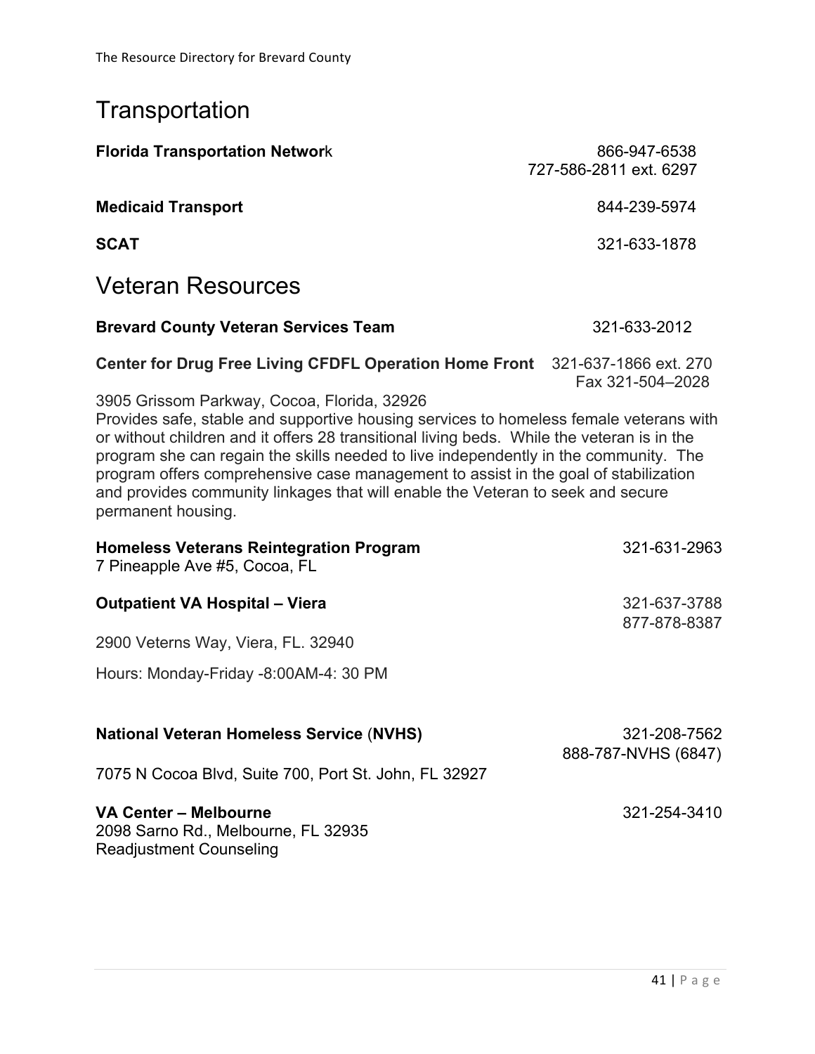## Transportation

**Florida Transportation Network** 866-947-6538
727-586-2811 ext. 6297

**Medicaid Transport** 844-239-5974

**SCAT** 321-633-1878

## Veteran Resources

**Brevard County Veteran Services Team** 321-633-2012

**Center for Drug Free Living CFDFL Operation Home Front** 321-637-1866 ext. 270
Fax 321-504–2028

3905 Grissom Parkway, Cocoa, Florida, 32926
Provides safe, stable and supportive housing services to homeless female veterans with or without children and it offers 28 transitional living beds. While the veteran is in the program she can regain the skills needed to live independently in the community. The program offers comprehensive case management to assist in the goal of stabilization and provides community linkages that will enable the Veteran to seek and secure permanent housing.

**Homeless Veterans Reintegration Program** 321-631-2963
7 Pineapple Ave #5, Cocoa, FL

**Outpatient VA Hospital – Viera** 321-637-3788
877-878-8387

2900 Veterns Way, Viera, FL. 32940

Hours: Monday-Friday -8:00AM-4: 30 PM

**National Veteran Homeless Service (NVHS)** 321-208-7562
888-787-NVHS (6847)

7075 N Cocoa Blvd, Suite 700, Port St. John, FL 32927

**VA Center – Melbourne** 321-254-3410
2098 Sarno Rd., Melbourne, FL 32935
Readjustment Counseling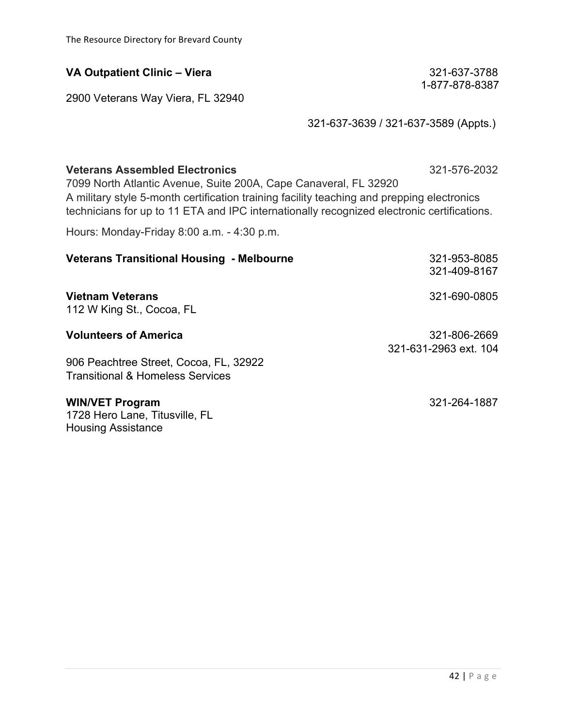**VA Outpatient Clinic – Viera** 321-637-3788
1-877-878-8387

2900 Veterans Way Viera, FL 32940

321-637-3639 / 321-637-3589 (Appts.)

**Veterans Assembled Electronics** 321-576-2032
7099 North Atlantic Avenue, Suite 200A, Cape Canaveral, FL 32920
A military style 5-month certification training facility teaching and prepping electronics technicians for up to 11 ETA and IPC internationally recognized electronic certifications.

Hours: Monday-Friday 8:00 a.m. - 4:30 p.m.

**Veterans Transitional Housing - Melbourne** 321-953-8085
321-409-8167

**Vietnam Veterans** 321-690-0805
112 W King St., Cocoa, FL

**Volunteers of America** 321-806-2669
321-631-2963 ext. 104

906 Peachtree Street, Cocoa, FL, 32922
Transitional & Homeless Services

**WIN/VET Program** 321-264-1887
1728 Hero Lane, Titusville, FL
Housing Assistance